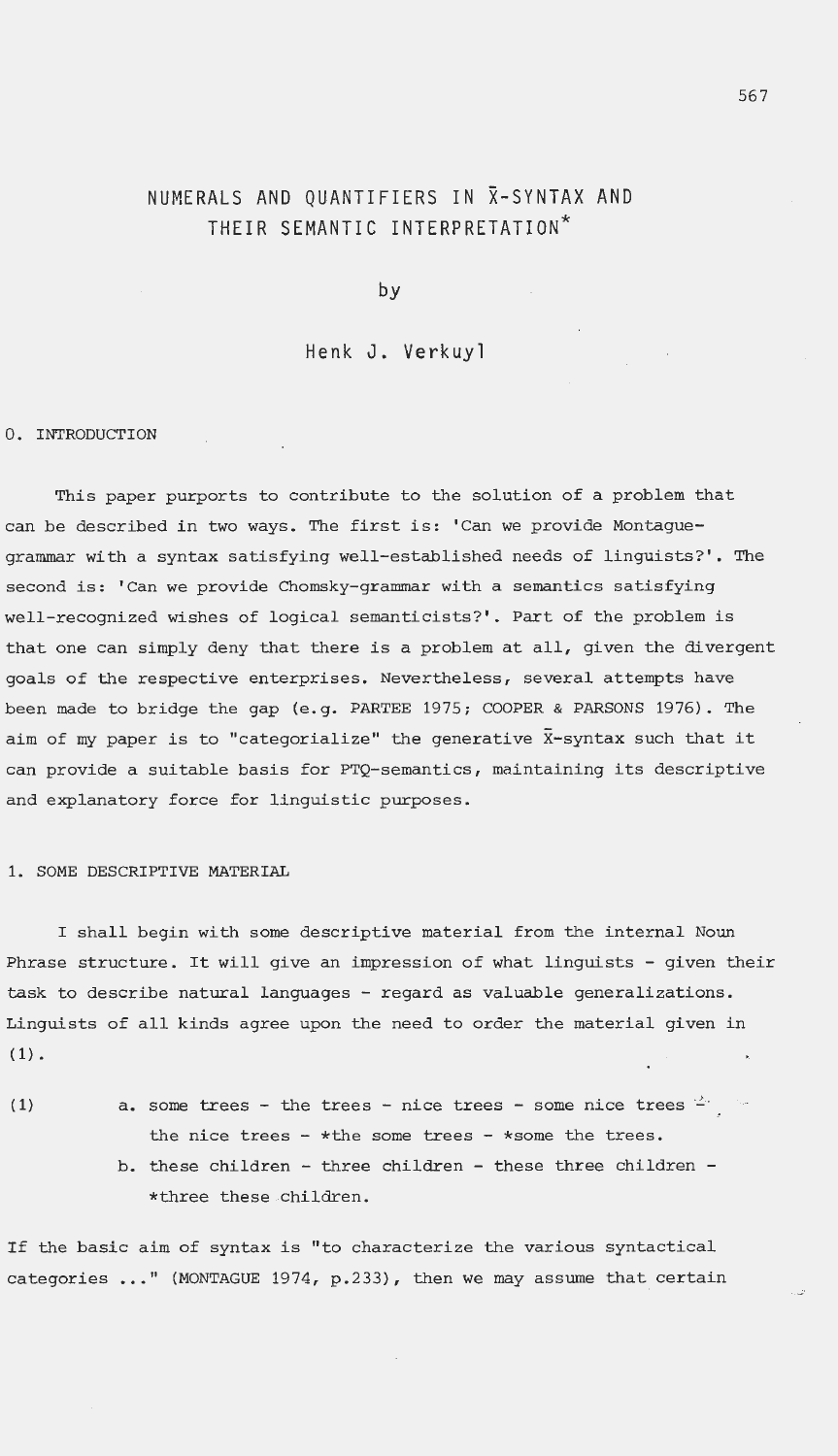# NUMERALS AND QUANTIFIERS IN $\bar{X}$-SYNTAX AND THEIR SEMANTIC INTERPRETATION*

by

Henk J. Verkuyl

## 0. INTRODUCTION

This paper purports to contribute to the solution of a problem that can be described in two ways. The first is: 'Can we provide Montague-grammar with a syntax satisfying well-established needs of linguists?'. The second is: 'Can we provide Chomsky-grammar with a semantics satisfying well-recognized wishes of logical semanticists?'. Part of the problem is that one can simply deny that there is a problem at all, given the divergent goals of the respective enterprises. Nevertheless, several attempts have been made to bridge the gap (e.g. PARTEE 1975; COOPER & PARSONS 1976). The aim of my paper is to "categorialize" the generative $\bar{X}$-syntax such that it can provide a suitable basis for PTQ-semantics, maintaining its descriptive and explanatory force for linguistic purposes.

## 1. SOME DESCRIPTIVE MATERIAL

I shall begin with some descriptive material from the internal Noun Phrase structure. It will give an impression of what linguists - given their task to describe natural languages - regard as valuable generalizations. Linguists of all kinds agree upon the need to order the material given in (1).

(1) a. some trees - the trees - nice trees - some nice trees - the nice trees - *the some trees - *some the trees.

b. these children - three children - these three children - *three these children.

If the basic aim of syntax is "to characterize the various syntactical categories ..." (MONTAGUE 1974, p.233), then we may assume that certain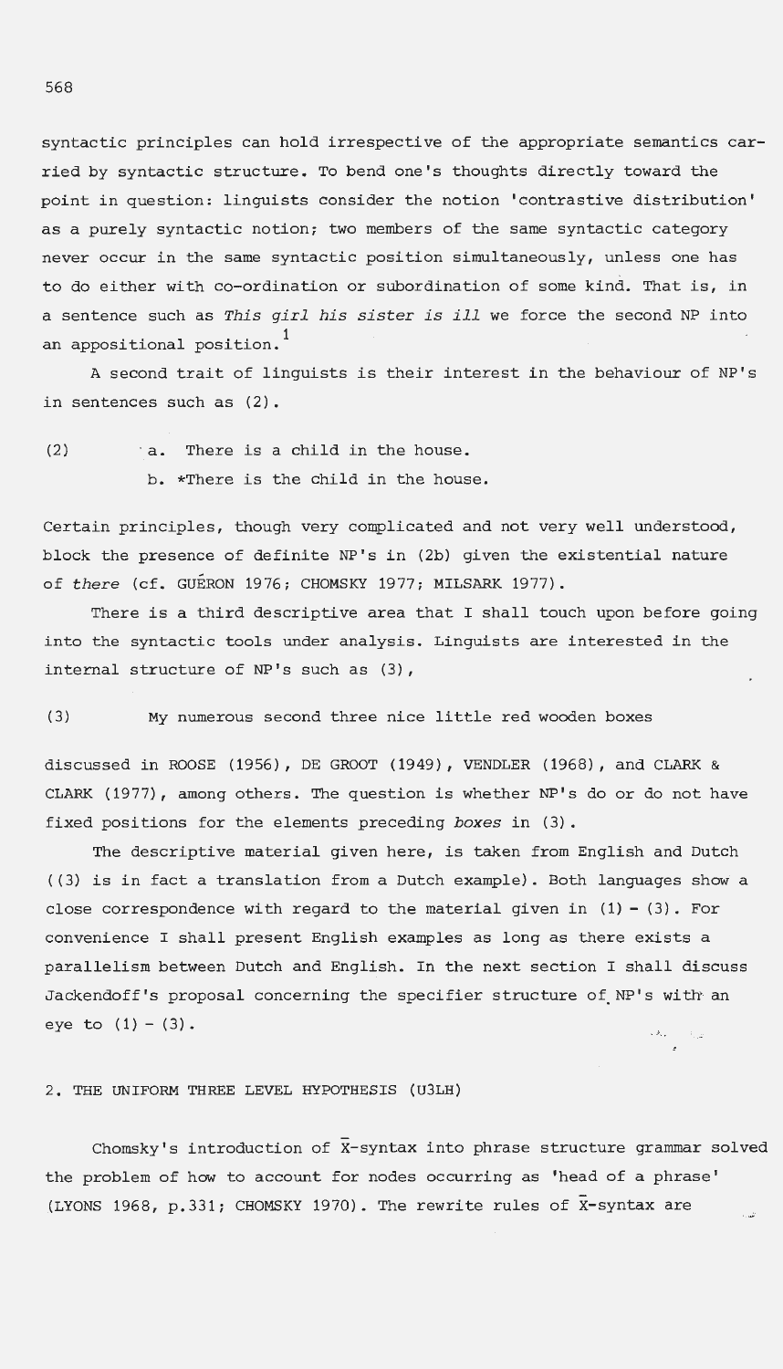syntactic principles can hold irrespective of the appropriate semantics carried by syntactic structure. To bend one's thoughts directly toward the point in question: linguists consider the notion 'contrastive distribution' as a purely syntactic notion; two members of the same syntactic category never occur in the same syntactic position simultaneously, unless one has to do either with co-ordination or subordination of some kind. That is, in a sentence such as *This girl his sister is ill* we force the second NP into an appositional position.[1]

A second trait of linguists is their interest in the behaviour of NP's in sentences such as (2).

(2) a. There is a child in the house.
    b. *There is the child in the house.

Certain principles, though very complicated and not very well understood, block the presence of definite NP's in (2b) given the existential nature of *there* (cf. GUÉRON 1976; CHOMSKY 1977; MILSARK 1977).

There is a third descriptive area that I shall touch upon before going into the syntactic tools under analysis. Linguists are interested in the internal structure of NP's such as (3),

(3) My numerous second three nice little red wooden boxes

discussed in ROOSE (1956), DE GROOT (1949), VENDLER (1968), and CLARK & CLARK (1977), among others. The question is whether NP's do or do not have fixed positions for the elements preceding *boxes* in (3).

The descriptive material given here, is taken from English and Dutch ((3) is in fact a translation from a Dutch example). Both languages show a close correspondence with regard to the material given in (1) - (3). For convenience I shall present English examples as long as there exists a parallelism between Dutch and English. In the next section I shall discuss Jackendoff's proposal concerning the specifier structure of NP's with an eye to (1) - (3).

## 2. THE UNIFORM THREE LEVEL HYPOTHESIS (U3LH)

Chomsky's introduction of $\bar{X}$-syntax into phrase structure grammar solved the problem of how to account for nodes occurring as 'head of a phrase' (LYONS 1968, p.331; CHOMSKY 1970). The rewrite rules of $\bar{X}$-syntax are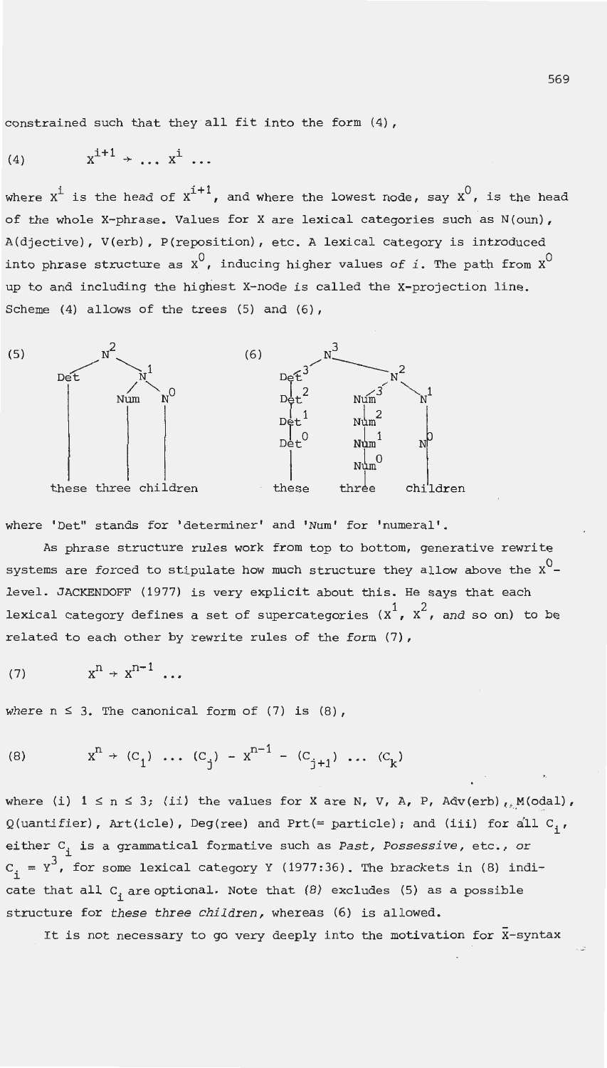constrained such that they all fit into the form (4),

$$(4) \qquad X^{i+1} \rightarrow \ldots X^{i} \ldots$$

where $X^i$ is the head of $X^{i+1}$, and where the lowest node, say $X^0$, is the head of the whole X-phrase. Values for X are lexical categories such as N(oun), A(djective), V(erb), P(reposition), etc. A lexical category is introduced into phrase structure as $X^0$, inducing higher values of *i*. The path from $X^0$ up to and including the highest X-node is called the X-projection line. Scheme (4) allows of the trees (5) and (6),

```
(5)        N²                    (6)          N³
          /  \                              /    \
       Det    N¹                         Det³      N²
        |    /  \                         |       /   \
        |  Num   N⁰                      Det²   Num³   N¹
        |   |    |                        |       |    |
        |   |    |                       Det¹   Num²   N⁰
        |   |    |                        |       |    |
        |   |    |                       Det⁰   Num¹   |
        |   |    |                        |       |    |
        |   |    |                        |     Num⁰   |
        |   |    |                        |       |    |
    these three children               these   three  children
```

where 'Det" stands for 'determiner' and 'Num' for 'numeral'.

As phrase structure rules work from top to bottom, generative rewrite systems are forced to stipulate how much structure they allow above the $X^0$-level. JACKENDOFF (1977) is very explicit about this. He says that each lexical category defines a set of supercategories ($X^1$, $X^2$, and so on) to be related to each other by rewrite rules of the form (7),

$$(7) \qquad X^{n} \rightarrow X^{n-1} \ldots$$

where $n \leq 3$. The canonical form of (7) is (8),

$$(8) \qquad X^{n} \rightarrow (C_1) \ldots (C_j) - X^{n-1} - (C_{j+1}) \ldots (C_k)$$

where (i) $1 \leq n \leq 3$; (ii) the values for X are N, V, A, P, Adv(erb), M(odal), Q(uantifier), Art(icle), Deg(ree) and Prt(= particle); and (iii) for all $C_i$, either $C_i$ is a grammatical formative such as *Past*, *Possessive*, etc., or $C_i = Y^3$, for some lexical category Y (1977:36). The brackets in (8) indicate that all $C_i$ are optional. Note that (8) excludes (5) as a possible structure for *these three children*, whereas (6) is allowed.

It is not necessary to go very deeply into the motivation for $\bar{X}$-syntax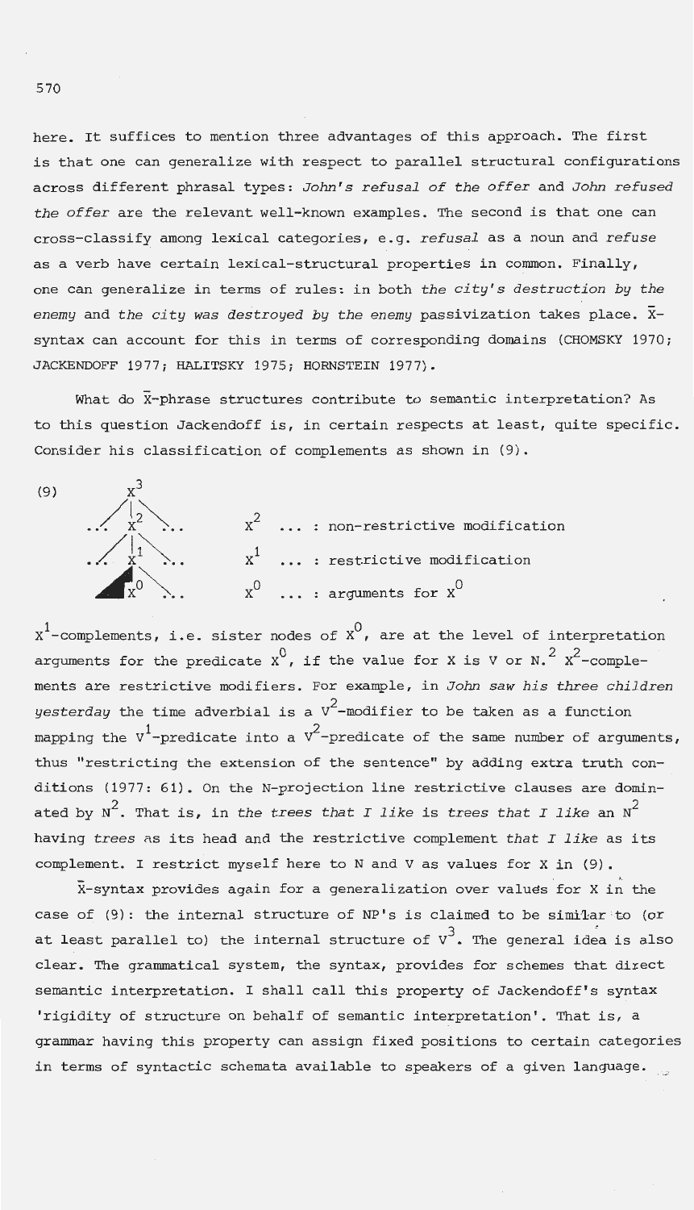here. It suffices to mention three advantages of this approach. The first is that one can generalize with respect to parallel structural configurations across different phrasal types: *John's refusal of the offer* and *John refused the offer* are the relevant well-known examples. The second is that one can cross-classify among lexical categories, e.g. *refusal* as a noun and *refuse* as a verb have certain lexical-structural properties in common. Finally, one can generalize in terms of rules: in both *the city's destruction by the enemy* and *the city was destroyed by the enemy* passivization takes place. $\bar{X}$-syntax can account for this in terms of corresponding domains (CHOMSKY 1970; JACKENDOFF 1977; HALITSKY 1975; HORNSTEIN 1977).

What do $\bar{X}$-phrase structures contribute to semantic interpretation? As to this question Jackendoff is, in certain respects at least, quite specific. Consider his classification of complements as shown in (9).

(9)

```
        X³
      / | \
  ...  X²  ...        X² ... : non-restrictive modification
      / | \
  ...  X¹  ...        X¹ ... : restrictive modification
      / \
     X⁰  ...          X⁰ ... : arguments for X⁰
```

$X^1$-complements, i.e. sister nodes of $X^0$, are at the level of interpretation arguments for the predicate $X^0$, if the value for X is V or N.[2] $X^2$-complements are restrictive modifiers. For example, in *John saw his three children yesterday* the time adverbial is a $V^2$-modifier to be taken as a function mapping the $V^1$-predicate into a $V^2$-predicate of the same number of arguments, thus "restricting the extension of the sentence" by adding extra truth conditions (1977: 61). On the N-projection line restrictive clauses are dominated by $N^2$. That is, in *the trees that I like* is *trees that I like* an $N^2$ having *trees* as its head and the restrictive complement *that I like* as its complement. I restrict myself here to N and V as values for X in (9).

$\bar{X}$-syntax provides again for a generalization over values for X in the case of (9): the internal structure of NP's is claimed to be similar to (or at least parallel to) the internal structure of $V^3$. The general idea is also clear. The grammatical system, the syntax, provides for schemes that direct semantic interpretation. I shall call this property of Jackendoff's syntax 'rigidity of structure on behalf of semantic interpretation'. That is, a grammar having this property can assign fixed positions to certain categories in terms of syntactic schemata available to speakers of a given language.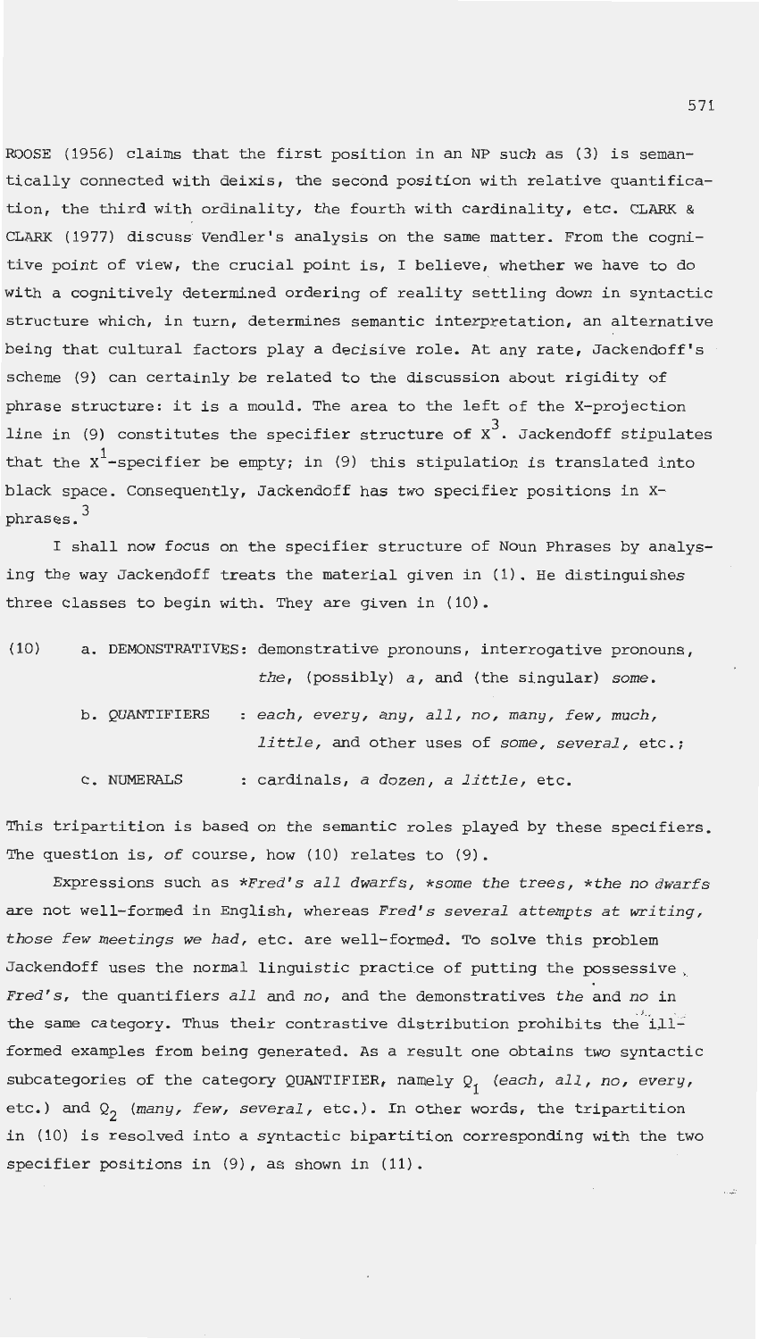ROOSE (1956) claims that the first position in an NP such as (3) is semantically connected with deixis, the second position with relative quantification, the third with ordinality, the fourth with cardinality, etc. CLARK & CLARK (1977) discuss Vendler's analysis on the same matter. From the cognitive point of view, the crucial point is, I believe, whether we have to do with a cognitively determined ordering of reality settling down in syntactic structure which, in turn, determines semantic interpretation, an alternative being that cultural factors play a decisive role. At any rate, Jackendoff's scheme (9) can certainly be related to the discussion about rigidity of phrase structure: it is a mould. The area to the left of the X-projection line in (9) constitutes the specifier structure of $X^3$. Jackendoff stipulates that the $X^1$-specifier be empty; in (9) this stipulation is translated into black space. Consequently, Jackendoff has two specifier positions in X-phrases.[3]

I shall now focus on the specifier structure of Noun Phrases by analysing the way Jackendoff treats the material given in (1). He distinguishes three classes to begin with. They are given in (10).

(10)
- a. DEMONSTRATIVES: demonstrative pronouns, interrogative pronouns, *the*, (possibly) *a*, and (the singular) *some*.
- b. QUANTIFIERS : *each, every, any, all, no, many, few, much, little,* and other uses of *some, several,* etc.;
- c. NUMERALS : cardinals, *a dozen, a little,* etc.

This tripartition is based on the semantic roles played by these specifiers. The question is, of course, how (10) relates to (9).

Expressions such as *\*Fred's all dwarfs, \*some the trees, \*the no dwarfs* are not well-formed in English, whereas *Fred's several attempts at writing, those few meetings we had,* etc. are well-formed. To solve this problem Jackendoff uses the normal linguistic practice of putting the possessive *Fred's*, the quantifiers *all* and *no*, and the demonstratives *the* and *no* in the same category. Thus their contrastive distribution prohibits the ill-formed examples from being generated. As a result one obtains two syntactic subcategories of the category QUANTIFIER, namely $Q_1$ (*each, all, no, every,* etc.) and $Q_2$ (*many, few, several,* etc.). In other words, the tripartition in (10) is resolved into a syntactic bipartition corresponding with the two specifier positions in (9), as shown in (11).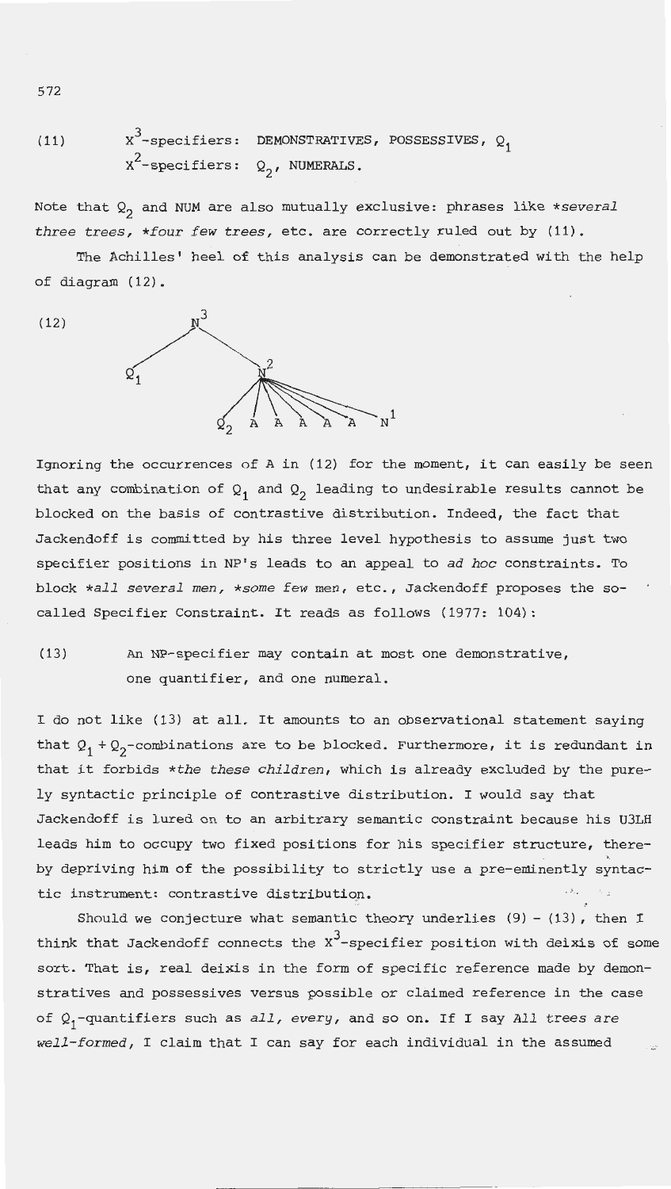(11) $X^3$-specifiers: DEMONSTRATIVES, POSSESSIVES, $Q_1$
$X^2$-specifiers: $Q_2$, NUMERALS.

Note that $Q_2$ and NUM are also mutually exclusive: phrases like *\*several three trees, \*four few trees*, etc. are correctly ruled out by (11).

The Achilles' heel of this analysis can be demonstrated with the help of diagram (12).

(12)

```
        N3
       /  \
     Q1    N2
         / | | | | | \
       Q2  A A A A A  N1
```

Ignoring the occurrences of A in (12) for the moment, it can easily be seen that any combination of $Q_1$ and $Q_2$ leading to undesirable results cannot be blocked on the basis of contrastive distribution. Indeed, the fact that Jackendoff is committed by his three level hypothesis to assume just two specifier positions in NP's leads to an appeal to *ad hoc* constraints. To block *\*all several men, \*some few men*, etc., Jackendoff proposes the so-called Specifier Constraint. It reads as follows (1977: 104):

(13) An NP-specifier may contain at most one demonstrative, one quantifier, and one numeral.

I do not like (13) at all. It amounts to an observational statement saying that $Q_1 + Q_2$-combinations are to be blocked. Furthermore, it is redundant in that it forbids *\*the these children*, which is already excluded by the purely syntactic principle of contrastive distribution. I would say that Jackendoff is lured on to an arbitrary semantic constraint because his U3LH leads him to occupy two fixed positions for his specifier structure, thereby depriving him of the possibility to strictly use a pre-eminently syntactic instrument: contrastive distribution.

Should we conjecture what semantic theory underlies (9) - (13), then I think that Jackendoff connects the $X^3$-specifier position with deixis of some sort. That is, real deixis in the form of specific reference made by demonstratives and possessives versus possible or claimed reference in the case of $Q_1$-quantifiers such as *all, every*, and so on. If I say *All trees are well-formed*, I claim that I can say for each individual in the assumed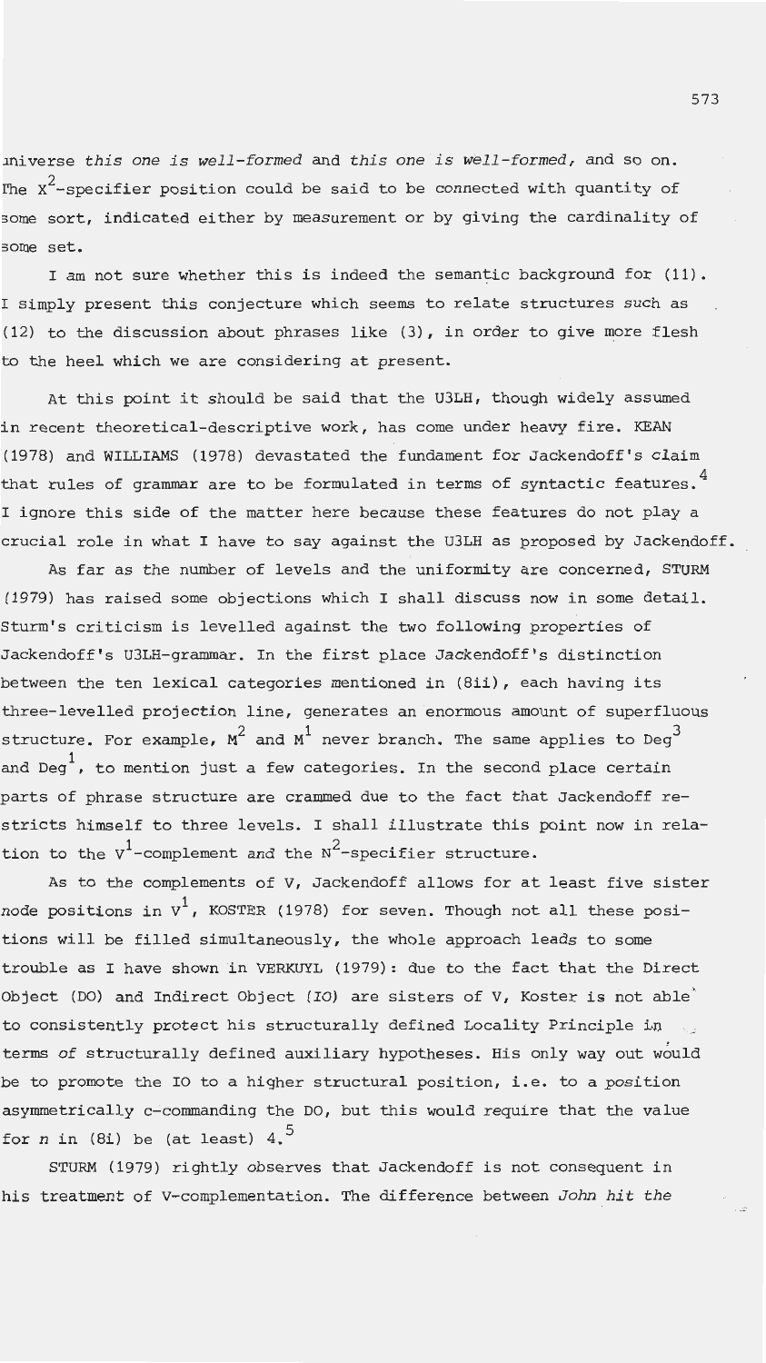universe *this one is well-formed* and *this one is well-formed*, and so on. The $X^2$-specifier position could be said to be connected with quantity of some sort, indicated either by measurement or by giving the cardinality of some set.

I am not sure whether this is indeed the semantic background for (11). I simply present this conjecture which seems to relate structures such as (12) to the discussion about phrases like (3), in order to give more flesh to the heel which we are considering at present.

At this point it should be said that the U3LH, though widely assumed in recent theoretical-descriptive work, has come under heavy fire. KEAN (1978) and WILLIAMS (1978) devastated the fundament for Jackendoff's claim that rules of grammar are to be formulated in terms of syntactic features.[4] I ignore this side of the matter here because these features do not play a crucial role in what I have to say against the U3LH as proposed by Jackendoff.

As far as the number of levels and the uniformity are concerned, STURM (1979) has raised some objections which I shall discuss now in some detail. Sturm's criticism is levelled against the two following properties of Jackendoff's U3LH-grammar. In the first place Jackendoff's distinction between the ten lexical categories mentioned in (8ii), each having its three-levelled projection line, generates an enormous amount of superfluous structure. For example, $M^2$ and $M^1$ never branch. The same applies to $Deg^3$ and $Deg^1$, to mention just a few categories. In the second place certain parts of phrase structure are crammed due to the fact that Jackendoff restricts himself to three levels. I shall illustrate this point now in relation to the $V^1$-complement and the $N^2$-specifier structure.

As to the complements of V, Jackendoff allows for at least five sister node positions in $V^1$, KOSTER (1978) for seven. Though not all these positions will be filled simultaneously, the whole approach leads to some trouble as I have shown in VERKUYL (1979): due to the fact that the Direct Object (DO) and Indirect Object (IO) are sisters of V, Koster is not able to consistently protect his structurally defined Locality Principle in terms of structurally defined auxiliary hypotheses. His only way out would be to promote the IO to a higher structural position, i.e. to a position asymmetrically c-commanding the DO, but this would require that the value for *n* in (8i) be (at least) 4.[5]

STURM (1979) rightly observes that Jackendoff is not consequent in his treatment of V-complementation. The difference between *John hit the*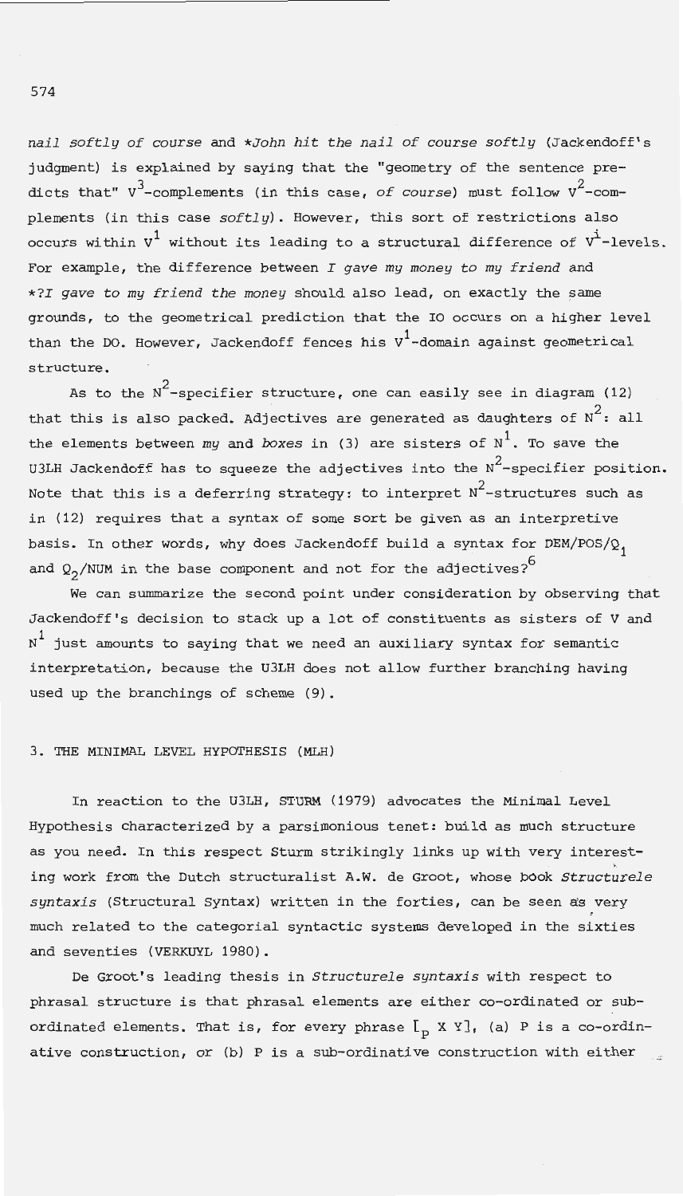*nail softly of course* and **John hit the nail of course softly* (Jackendoff's judgment) is explained by saying that the "geometry of the sentence predicts that" $V^3$-complements (in this case, *of course*) must follow $V^2$-complements (in this case *softly*). However, this sort of restrictions also occurs within $V^1$ without its leading to a structural difference of $V^i$-levels. For example, the difference between *I gave my money to my friend* and **?I gave to my friend the money* should also lead, on exactly the same grounds, to the geometrical prediction that the IO occurs on a higher level than the DO. However, Jackendoff fences his $V^1$-domain against geometrical structure.

As to the $N^2$-specifier structure, one can easily see in diagram (12) that this is also packed. Adjectives are generated as daughters of $N^2$: all the elements between *my* and *boxes* in (3) are sisters of $N^1$. To save the U3LH Jackendoff has to squeeze the adjectives into the $N^2$-specifier position. Note that this is a deferring strategy: to interpret $N^2$-structures such as in (12) requires that a syntax of some sort be given as an interpretive basis. In other words, why does Jackendoff build a syntax for DEM/POS/$Q_1$ and $Q_2$/NUM in the base component and not for the adjectives?[6]

We can summarize the second point under consideration by observing that Jackendoff's decision to stack up a lot of constituents as sisters of V and $N^1$ just amounts to saying that we need an auxiliary syntax for semantic interpretation, because the U3LH does not allow further branching having used up the branchings of scheme (9).

## 3. THE MINIMAL LEVEL HYPOTHESIS (MLH)

In reaction to the U3LH, STURM (1979) advocates the Minimal Level Hypothesis characterized by a parsimonious tenet: build as much structure as you need. In this respect Sturm strikingly links up with very interesting work from the Dutch structuralist A.W. de Groot, whose book *Structurele syntaxis* (Structural Syntax) written in the forties, can be seen as very much related to the categorial syntactic systems developed in the sixties and seventies (VERKUYL 1980).

De Groot's leading thesis in *Structurele syntaxis* with respect to phrasal structure is that phrasal elements are either co-ordinated or sub-ordinated elements. That is, for every phrase $[_P\ X\ Y]$, (a) P is a co-ordinative construction, or (b) P is a sub-ordinative construction with either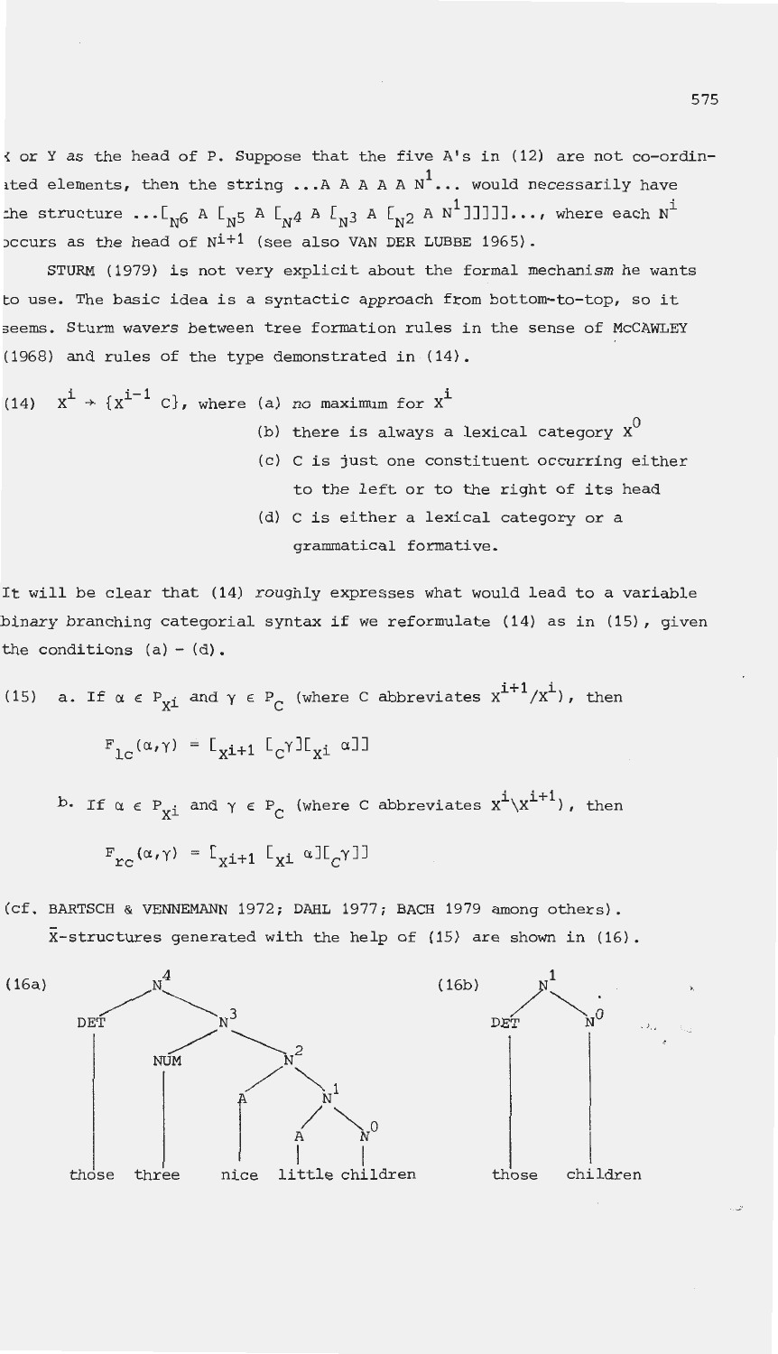X or Y as the head of P. Suppose that the five A's in (12) are not co-ordinated elements, then the string ...A A A A A $N^1$... would necessarily have the structure ...$[_{N^6}$ A $[_{N^5}$ A $[_{N^4}$ A $[_{N^3}$ A $[_{N^2}$ A $N^1]]]]]$..., where each $N^i$ occurs as the head of $N^{i+1}$ (see also VAN DER LUBBE 1965).

STURM (1979) is not very explicit about the formal mechanism he wants to use. The basic idea is a syntactic approach from bottom-to-top, so it seems. Sturm wavers between tree formation rules in the sense of McCAWLEY (1968) and rules of the type demonstrated in (14).

(14) $X^i \rightarrow \{X^{i-1}\ C\}$, where (a) no maximum for $X^i$

(b) there is always a lexical category $X^0$

(c) C is just one constituent occurring either to the left or to the right of its head

(d) C is either a lexical category or a grammatical formative.

It will be clear that (14) roughly expresses what would lead to a variable binary branching categorial syntax if we reformulate (14) as in (15), given the conditions (a) - (d).

(15) a. If $\alpha \in P_{X^i}$ and $\gamma \in P_C$ (where C abbreviates $X^{i+1}/X^i$), then

$$F_{lC}(\alpha,\gamma) = [_{X^{i+1}} [_C\gamma][_{X^i}\ \alpha]]$$

b. If $\alpha \in P_{X^i}$ and $\gamma \in P_C$ (where C abbreviates $X^i\backslash X^{i+1}$), then

$$F_{rC}(\alpha,\gamma) = [_{X^{i+1}} [_{X^i}\ \alpha][_C\gamma]]$$

(cf. BARTSCH & VENNEMANN 1972; DAHL 1977; BACH 1979 among others).

$\bar{X}$-structures generated with the help of (15) are shown in (16).

(16a) $[_{N^4}$ [DET those] $[_{N^3}$ [NUM three] $[_{N^2}$ [A nice] $[_{N^1}$ [A little] $[_{N^0}$ children$]]]]]$

(16b) $[_{N^1}$ [DET those] $[_{N^0}$ children$]]$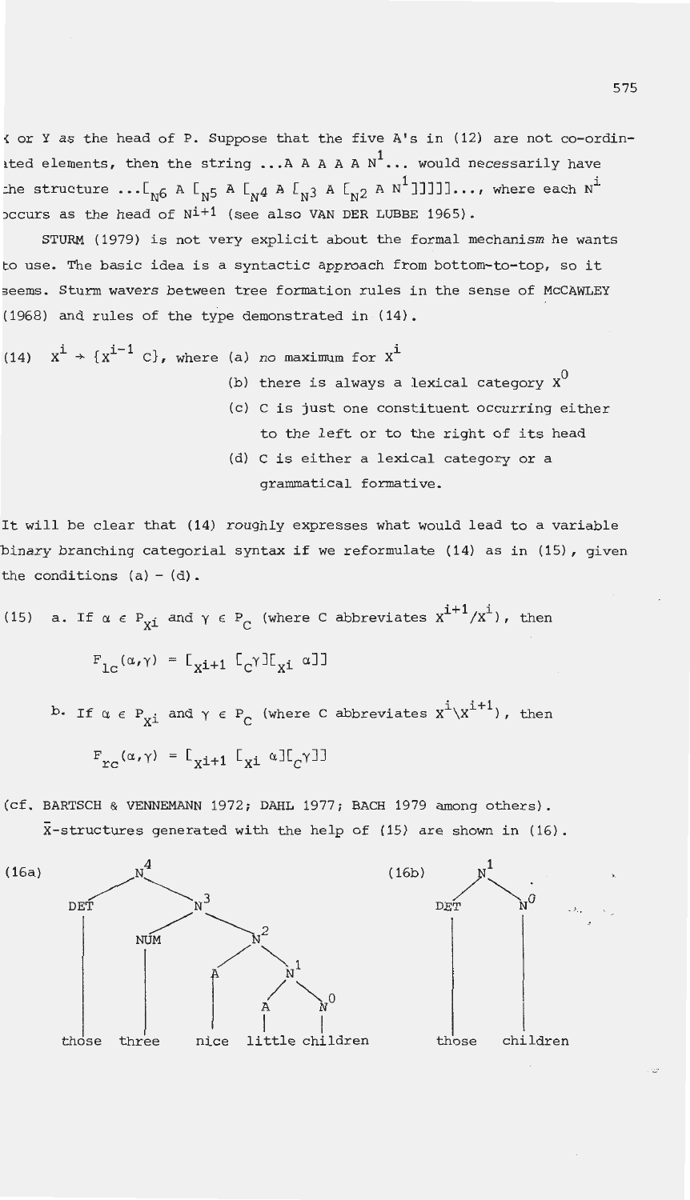X or Y as the head of P. Suppose that the five A's in (12) are not co-ordinated elements, then the string ...A A A A A $N^1$... would necessarily have the structure ...$[_{N^6}$ A $[_{N^5}$ A $[_{N^4}$ A $[_{N^3}$ A $[_{N^2}$ A $N^1]]]]]$..., where each $N^i$ occurs as the head of $N^{i+1}$ (see also VAN DER LUBBE 1965).

STURM (1979) is not very explicit about the formal mechanism he wants to use. The basic idea is a syntactic approach from bottom-to-top, so it seems. Sturm wavers between tree formation rules in the sense of McCAWLEY (1968) and rules of the type demonstrated in (14).

(14) $X^i \rightarrow \{X^{i-1}\ C\}$, where (a) no maximum for $X^i$

(b) there is always a lexical category $X^0$

(c) C is just one constituent occurring either to the left or to the right of its head

(d) C is either a lexical category or a grammatical formative.

It will be clear that (14) roughly expresses what would lead to a variable binary branching categorial syntax if we reformulate (14) as in (15), given the conditions (a) - (d).

(15) a. If $\alpha \in P_{X^i}$ and $\gamma \in P_C$ (where C abbreviates $X^{i+1}/X^i$), then

$$F_{lc}(\alpha,\gamma) = [_{X^{i+1}}\ [_C\gamma][_{X^i}\ \alpha]]$$

b. If $\alpha \in P_{X^i}$ and $\gamma \in P_C$ (where C abbreviates $X^i\backslash X^{i+1}$), then

$$F_{rc}(\alpha,\gamma) = [_{X^{i+1}}\ [_{X^i}\ \alpha][_C\gamma]]$$

(cf. BARTSCH & VENNEMANN 1972; DAHL 1977; BACH 1979 among others).

$\bar{X}$-structures generated with the help of (15) are shown in (16).

```
(16a)
              N4
            /    \
         DET      N3
          |     /    \
          |   NUM     N2
          |    |    /    \
          |    |   A      N1
          |    |   |    /    \
          |    |   |   A      N0
          |    |   |   |      |
       those three nice little children

(16b)
           N1
          /  \
       DET    N0
        |      |
      those  children
```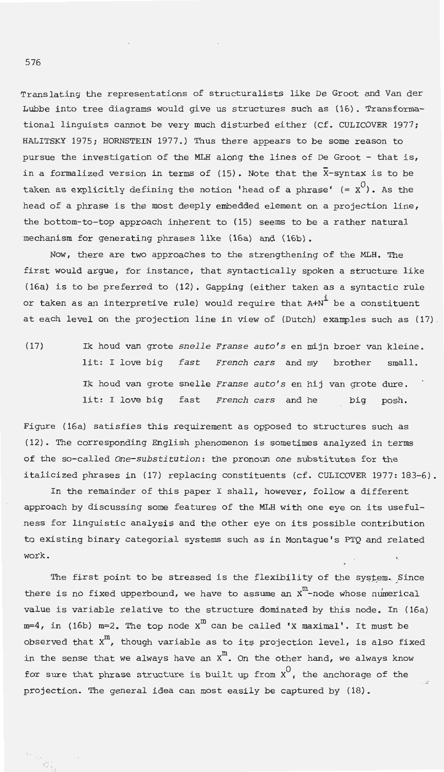Translating the representations of structuralists like De Groot and Van der Lubbe into tree diagrams would give us structures such as (16). Transformational linguists cannot be very much disturbed either (Cf. CULICOVER 1977; HALITSKY 1975; HORNSTEIN 1977.) Thus there appears to be some reason to pursue the investigation of the MLH along the lines of De Groot - that is, in a formalized version in terms of (15). Note that the $\bar{X}$-syntax is to be taken as explicitly defining the notion 'head of a phrase' ($= X^0$). As the head of a phrase is the most deeply embedded element on a projection line, the bottom-to-top approach inherent to (15) seems to be a rather natural mechanism for generating phrases like (16a) and (16b).

Now, there are two approaches to the strengthening of the MLH. The first would argue, for instance, that syntactically spoken a structure like (16a) is to be preferred to (12). Gapping (either taken as a syntactic rule or taken as an interpretive rule) would require that $A{+}N^i$ be a constituent at each level on the projection line in view of (Dutch) examples such as (17).

(17) Ik houd van grote *snelle Franse auto's* en mijn broer van kleine.
lit: I love big *fast French cars* and my brother small.
Ik houd van grote snelle *Franse auto's* en hij van grote dure.
lit: I love big fast *French cars* and he big posh.

Figure (16a) satisfies this requirement as opposed to structures such as (12). The corresponding English phenomenon is sometimes analyzed in terms of the so-called *One-substitution*: the pronoun *one* substitutes for the italicized phrases in (17) replacing constituents (cf. CULICOVER 1977: 183-6).

In the remainder of this paper I shall, however, follow a different approach by discussing some features of the MLH with one eye on its usefulness for linguistic analysis and the other eye on its possible contribution to existing binary categorial systems such as in Montague's PTQ and related work.

The first point to be stressed is the flexibility of the system. Since there is no fixed upperbound, we have to assume an $X^m$-node whose numerical value is variable relative to the structure dominated by this node. In (16a) m=4, in (16b) m=2. The top node $X^m$ can be called 'X maximal'. It must be observed that $X^m$, though variable as to its projection level, is also fixed in the sense that we always have an $X^m$. On the other hand, we always know for sure that phrase structure is built up from $X^0$, the anchorage of the projection. The general idea can most easily be captured by (18).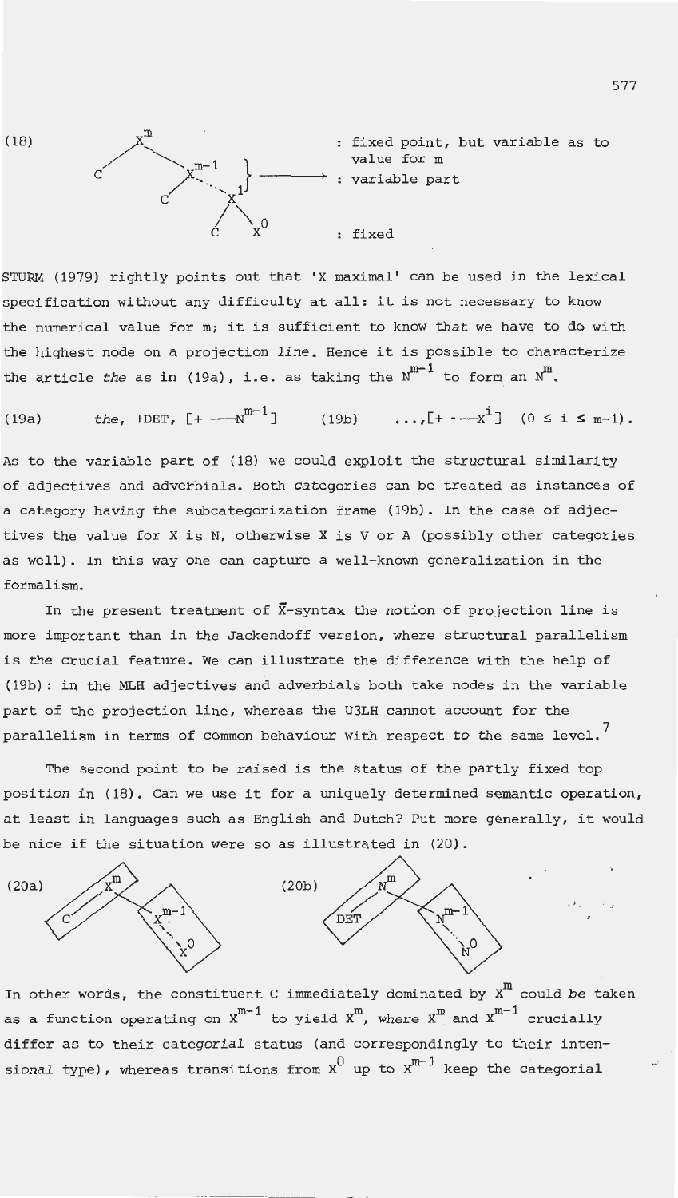(18) [tree diagram: $X^m$ dominating C and $X^{m-1}$; $X^{m-1}$ dominating C and ... $X^1$; $X^1$ dominating C and $X^0$]

: fixed point, but variable as to value for m

: variable part

: fixed

STURM (1979) rightly points out that 'X maximal' can be used in the lexical specification without any difficulty at all: it is not necessary to know the numerical value for m; it is sufficient to know that we have to do with the highest node on a projection line. Hence it is possible to characterize the article *the* as in (19a), i.e. as taking the $N^{m-1}$ to form an $N^m$.

(19a) *the*, +DET, $[+ \text{—} N^{m-1}]$ (19b) $\ldots, [+ \text{—} X^i]$ $(0 \leq i \leq m\text{-}1)$.

As to the variable part of (18) we could exploit the structural similarity of adjectives and adverbials. Both categories can be treated as instances of a category having the subcategorization frame (19b). In the case of adjectives the value for X is N, otherwise X is V or A (possibly other categories as well). In this way one can capture a well-known generalization in the formalism.

In the present treatment of $\bar{X}$-syntax the notion of projection line is more important than in the Jackendoff version, where structural parallelism is the crucial feature. We can illustrate the difference with the help of (19b): in the MLH adjectives and adverbials both take nodes in the variable part of the projection line, whereas the U3LH cannot account for the parallelism in terms of common behaviour with respect to the same level.[7]

The second point to be raised is the status of the partly fixed top position in (18). Can we use it for a uniquely determined semantic operation, at least in languages such as English and Dutch? Put more generally, it would be nice if the situation were so as illustrated in (20).

(20a) [tree diagram: $X^m$ dominating C and $X^{m-1}$ ... $X^0$, with C and the $X^{m-1}$–$X^0$ line boxed]

(20b) [tree diagram: $N^m$ dominating DET and $N^{m-1}$ ... $N^0$, with DET and the $N^{m-1}$–$N^0$ line boxed]

In other words, the constituent C immediately dominated by $X^m$ could be taken as a function operating on $X^{m-1}$ to yield $X^m$, where $X^m$ and $X^{m-1}$ crucially differ as to their categorial status (and correspondingly to their intensional type), whereas transitions from $X^0$ up to $X^{m-1}$ keep the categorial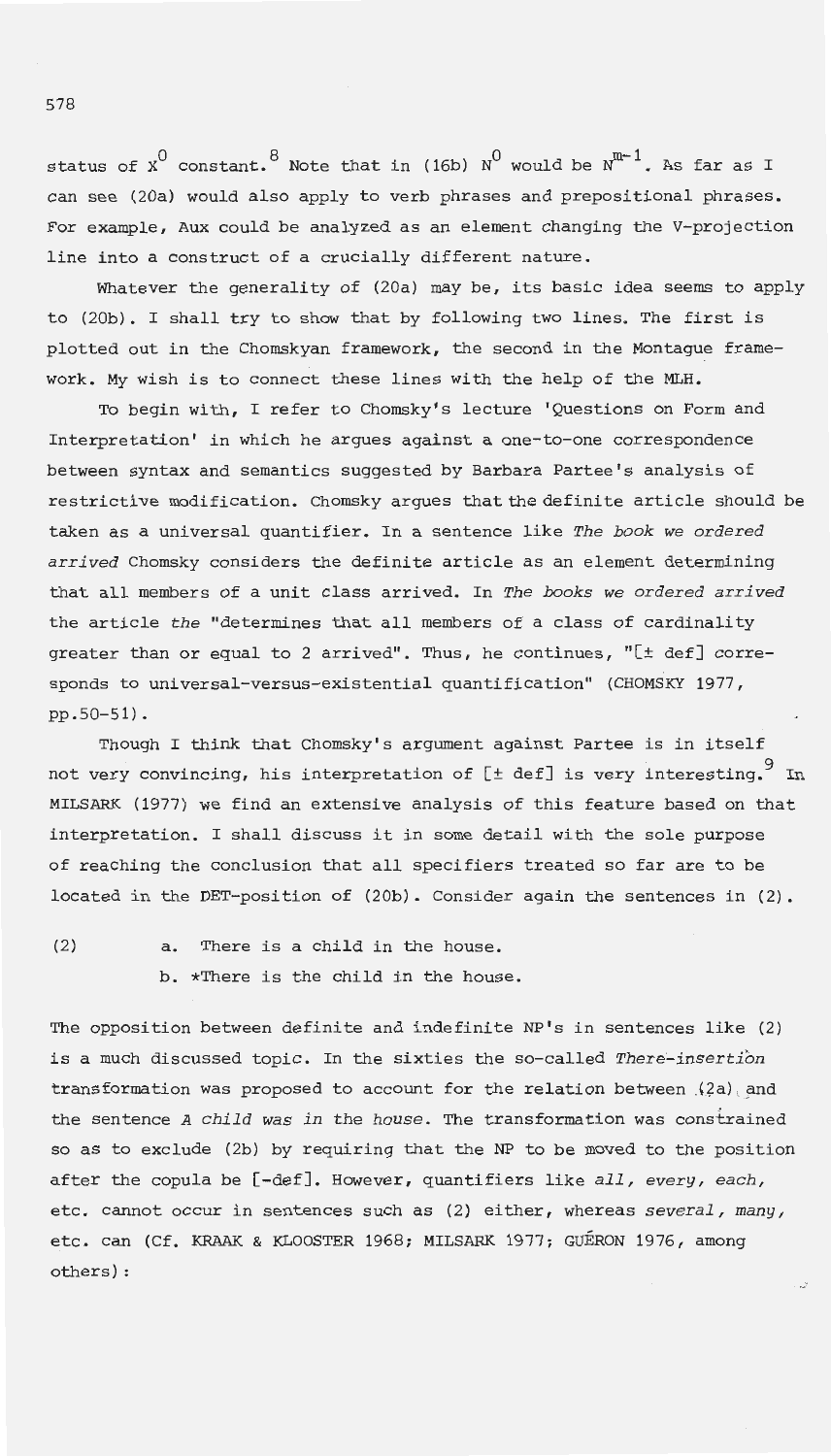status of $X^0$ constant.[8] Note that in (16b) $N^0$ would be $N^{m-1}$. As far as I can see (20a) would also apply to verb phrases and prepositional phrases. For example, Aux could be analyzed as an element changing the V-projection line into a construct of a crucially different nature.

Whatever the generality of (20a) may be, its basic idea seems to apply to (20b). I shall try to show that by following two lines. The first is plotted out in the Chomskyan framework, the second in the Montague framework. My wish is to connect these lines with the help of the MLH.

To begin with, I refer to Chomsky's lecture 'Questions on Form and Interpretation' in which he argues against a one-to-one correspondence between syntax and semantics suggested by Barbara Partee's analysis of restrictive modification. Chomsky argues that the definite article should be taken as a universal quantifier. In a sentence like *The book we ordered arrived* Chomsky considers the definite article as an element determining that all members of a unit class arrived. In *The books we ordered arrived* the article *the* "determines that all members of a class of cardinality greater than or equal to 2 arrived". Thus, he continues, "[± def] corresponds to universal-versus-existential quantification" (CHOMSKY 1977, pp.50-51).

Though I think that Chomsky's argument against Partee is in itself not very convincing, his interpretation of [± def] is very interesting.[9] In MILSARK (1977) we find an extensive analysis of this feature based on that interpretation. I shall discuss it in some detail with the sole purpose of reaching the conclusion that all specifiers treated so far are to be located in the DET-position of (20b). Consider again the sentences in (2).

(2) a. There is a child in the house.
    b. *There is the child in the house.

The opposition between definite and indefinite NP's in sentences like (2) is a much discussed topic. In the sixties the so-called *There-insertion* transformation was proposed to account for the relation between (2a) and the sentence *A child was in the house*. The transformation was constrained so as to exclude (2b) by requiring that the NP to be moved to the position after the copula be [-def]. However, quantifiers like *all, every, each,* etc. cannot occur in sentences such as (2) either, whereas *several, many,* etc. can (Cf. KRAAK & KLOOSTER 1968; MILSARK 1977; GUÉRON 1976, among others):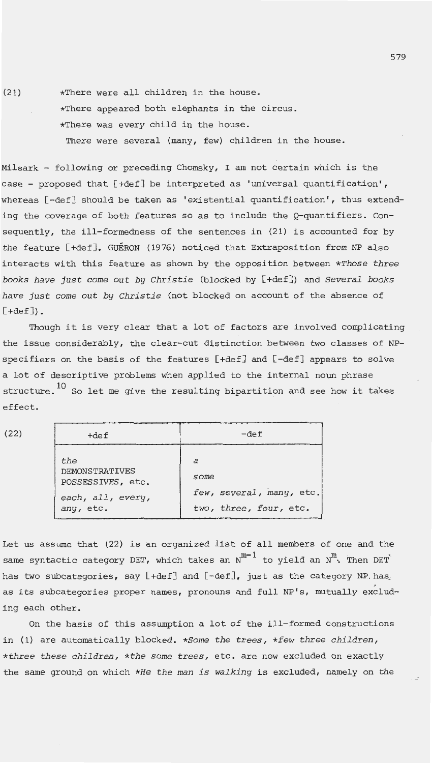(21) *There were all children in the house.
*There appeared both elephants in the circus.
*There was every child in the house.
There were several (many, few) children in the house.

Milsark - following or preceding Chomsky, I am not certain which is the case - proposed that [+def] be interpreted as 'universal quantification', whereas [-def] should be taken as 'existential quantification', thus extending the coverage of both features so as to include the Q-quantifiers. Consequently, the ill-formedness of the sentences in (21) is accounted for by the feature [+def]. GUÉRON (1976) noticed that Extraposition from NP also interacts with this feature as shown by the opposition between **Those three books have just come out by Christie* (blocked by [+def]) and *Several books have just come out by Christie* (not blocked on account of the absence of [+def]).

Though it is very clear that a lot of factors are involved complicating the issue considerably, the clear-cut distinction between two classes of NP-specifiers on the basis of the features [+def] and [-def] appears to solve a lot of descriptive problems when applied to the internal noun phrase structure.[10] So let me give the resulting bipartition and see how it takes effect.

(22)

| +def | -def |
|---|---|
| *the*<br>DEMONSTRATIVES<br>POSSESSIVES, etc.<br>*each, all, every,*<br>*any*, etc. | *a*<br>*some*<br>*few, several, many,* etc.<br>*two, three, four,* etc. |

Let us assume that (22) is an organized list of all members of one and the same syntactic category DET, which takes an $N^{m-1}$ to yield an $N^{m}$. Then DET has two subcategories, say [+def] and [-def], just as the category NP has as its subcategories proper names, pronouns and full NP's, mutually excluding each other.

On the basis of this assumption a lot of the ill-formed constructions in (1) are automatically blocked. **Some the trees*, **few three children*, **three these children*, **the some trees*, etc. are now excluded on exactly the same ground on which **He the man is walking* is excluded, namely on the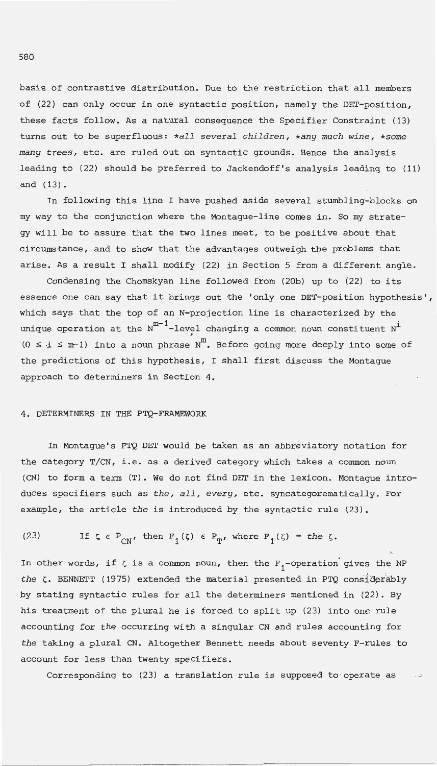basis of contrastive distribution. Due to the restriction that all members of (22) can only occur in one syntactic position, namely the DET-position, these facts follow. As a natural consequence the Specifier Constraint (13) turns out to be superfluous: **all several children*, **any much wine*, **some many trees*, etc. are ruled out on syntactic grounds. Hence the analysis leading to (22) should be preferred to Jackendoff's analysis leading to (11) and (13).

In following this line I have pushed aside several stumbling-blocks on my way to the conjunction where the Montague-line comes in. So my strategy will be to assure that the two lines meet, to be positive about that circumstance, and to show that the advantages outweigh the problems that arise. As a result I shall modify (22) in Section 5 from a different angle.

Condensing the Chomskyan line followed from (20b) up to (22) to its essence one can say that it brings out the 'only one DET-position hypothesis', which says that the top of an N-projection line is characterized by the unique operation at the $N^{m-1}$-level changing a common noun constituent $N^i$ $(0 \leq i \leq m-1)$ into a noun phrase $N^m$. Before going more deeply into some of the predictions of this hypothesis, I shall first discuss the Montague approach to determiners in Section 4.

## 4. DETERMINERS IN THE PTQ-FRAMEWORK

In Montague's PTQ DET would be taken as an abbreviatory notation for the category T/CN, i.e. as a derived category which takes a common noun (CN) to form a term (T). We do not find DET in the lexicon. Montague introduces specifiers such as *the, all, every*, etc. syncategorematically. For example, the article *the* is introduced by the syntactic rule (23).

(23) If $\zeta \in P_{CN}$, then $F_1(\zeta) \in P_T$, where $F_1(\zeta) =$ *the* $\zeta$.

In other words, if $\zeta$ is a common noun, then the $F_1$-operation gives the NP *the* $\zeta$. BENNETT (1975) extended the material presented in PTQ considerably by stating syntactic rules for all the determiners mentioned in (22). By his treatment of the plural he is forced to split up (23) into one rule accounting for *the* occurring with a singular CN and rules accounting for *the* taking a plural CN. Altogether Bennett needs about seventy F-rules to account for less than twenty specifiers.

Corresponding to (23) a translation rule is supposed to operate as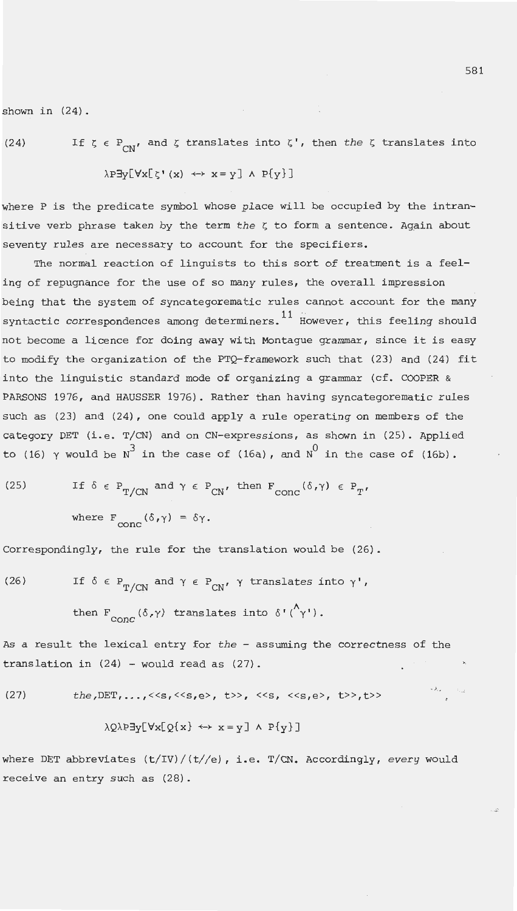shown in (24).

(24) If $\zeta \in P_{CN}$, and $\zeta$ translates into $\zeta'$, then *the* $\zeta$ translates into

$$\lambda P \exists y[\forall x[\zeta'(x) \leftrightarrow x = y] \wedge P\{y\}]$$

where P is the predicate symbol whose place will be occupied by the intransitive verb phrase taken by the term *the* $\zeta$ to form a sentence. Again about seventy rules are necessary to account for the specifiers.

The normal reaction of linguists to this sort of treatment is a feeling of repugnance for the use of so many rules, the overall impression being that the system of syncategorematic rules cannot account for the many syntactic correspondences among determiners.[11] However, this feeling should not become a licence for doing away with Montague grammar, since it is easy to modify the organization of the PTQ-framework such that (23) and (24) fit into the linguistic standard mode of organizing a grammar (cf. COOPER & PARSONS 1976, and HAUSSER 1976). Rather than having syncategorematic rules such as (23) and (24), one could apply a rule operating on members of the category DET (i.e. T/CN) and on CN-expressions, as shown in (25). Applied to (16) $\gamma$ would be $N^3$ in the case of (16a), and $N^0$ in the case of (16b).

(25) If $\delta \in P_{T/CN}$ and $\gamma \in P_{CN}$, then $F_{conc}(\delta,\gamma) \in P_T$,

where $F_{conc}(\delta,\gamma) = \delta\gamma$.

Correspondingly, the rule for the translation would be (26).

(26) If $\delta \in P_{T/CN}$ and $\gamma \in P_{CN}$, $\gamma$ translates into $\gamma'$,

then $F_{conc}(\delta,\gamma)$ translates into $\delta'({}^{\wedge}\gamma')$.

As a result the lexical entry for *the* – assuming the correctness of the translation in (24) – would read as (27).

(27) *the*,DET,...,<<s,<<s,e>, t>>, <<s, <<s,e>, t>>,t>>

$$\lambda Q \lambda P \exists y[\forall x[Q\{x\} \leftrightarrow x = y] \wedge P\{y\}]$$

where DET abbreviates (t/IV)/(t//e), i.e. T/CN. Accordingly, *every* would receive an entry such as (28).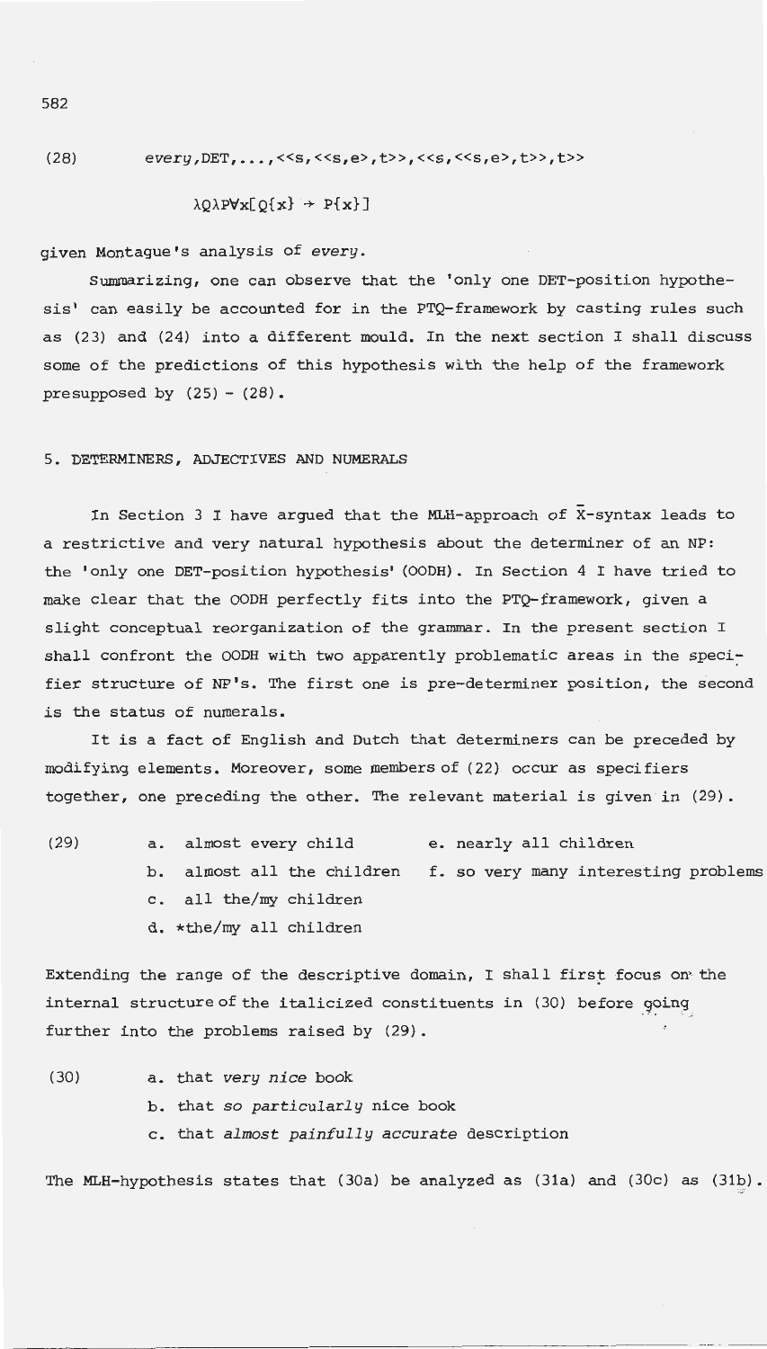(28) *every*, DET, ..., <<s,<<s,e>,t>>,<<s,<<s,e>,t>>,t>>

$\lambda Q \lambda P \forall x[Q\{x\} \rightarrow P\{x\}]$

given Montague's analysis of *every*.

Summarizing, one can observe that the 'only one DET-position hypothesis' can easily be accounted for in the PTQ-framework by casting rules such as (23) and (24) into a different mould. In the next section I shall discuss some of the predictions of this hypothesis with the help of the framework presupposed by (25) - (28).

## 5. DETERMINERS, ADJECTIVES AND NUMERALS

In Section 3 I have argued that the MLH-approach of $\bar{X}$-syntax leads to a restrictive and very natural hypothesis about the determiner of an NP: the 'only one DET-position hypothesis' (OODH). In Section 4 I have tried to make clear that the OODH perfectly fits into the PTQ-framework, given a slight conceptual reorganization of the grammar. In the present section I shall confront the OODH with two apparently problematic areas in the specifier structure of NP's. The first one is pre-determiner position, the second is the status of numerals.

It is a fact of English and Dutch that determiners can be preceded by modifying elements. Moreover, some members of (22) occur as specifiers together, one preceding the other. The relevant material is given in (29).

(29)
- a. almost every child
- b. almost all the children
- c. all the/my children
- d. *the/my all children
- e. nearly all children
- f. so very many interesting problems

Extending the range of the descriptive domain, I shall first focus on the internal structure of the italicized constituents in (30) before going further into the problems raised by (29).

(30)
- a. that *very nice* book
- b. that *so particularly* nice book
- c. that *almost painfully accurate* description

The MLH-hypothesis states that (30a) be analyzed as (31a) and (30c) as (31b).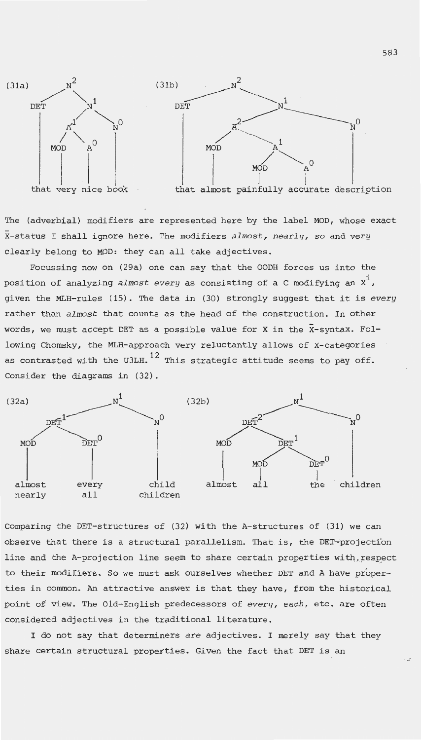(31a) [tree: $N^2$ → DET, $N^1$; $N^1$ → $A^1$, $N^0$; $A^1$ → MOD, $A^0$]

that very nice book

(31b) [tree: $N^2$ → DET, $N^1$; $N^1$ → $A^2$, $N^0$; $A^2$ → MOD, $A^1$; $A^1$ → MOD, $A^0$]

that almost painfully accurate description

The (adverbial) modifiers are represented here by the label MOD, whose exact $\bar{X}$-status I shall ignore here. The modifiers *almost*, *nearly*, *so* and *very* clearly belong to MOD: they can all take adjectives.

Focussing now on (29a) one can say that the OODH forces us into the position of analyzing *almost every* as consisting of a C modifying an $X^i$, given the MLH-rules (15). The data in (30) strongly suggest that it is *every* rather than *almost* that counts as the head of the construction. In other words, we must accept DET as a possible value for X in the $\bar{X}$-syntax. Following Chomsky, the MLH-approach very reluctantly allows of X-categories as contrasted with the U3LH.[12] This strategic attitude seems to pay off. Consider the diagrams in (32).

(32a) [tree: $N^1$ → $DET^1$, $N^0$; $DET^1$ → MOD, $DET^0$]

almost every child
nearly all children

(32b) [tree: $N^1$ → $DET^2$, $N^0$; $DET^2$ → MOD, $DET^1$; $DET^1$ → MOD, $DET^0$]

almost all the children

Comparing the DET-structures of (32) with the A-structures of (31) we can observe that there is a structural parallelism. That is, the DET-projection line and the A-projection line seem to share certain properties with respect to their modifiers. So we must ask ourselves whether DET and A have properties in common. An attractive answer is that they have, from the historical point of view. The Old-English predecessors of *every*, *each*, etc. are often considered adjectives in the traditional literature.

I do not say that determiners *are* adjectives. I merely say that they share certain structural properties. Given the fact that DET is an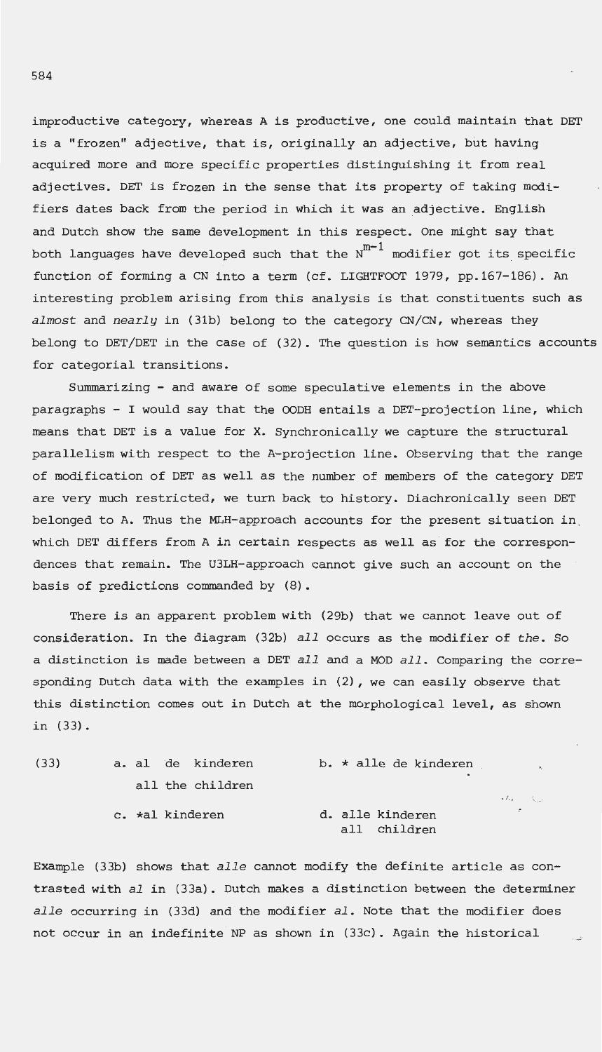improductive category, whereas A is productive, one could maintain that DET is a "frozen" adjective, that is, originally an adjective, but having acquired more and more specific properties distinguishing it from real adjectives. DET is frozen in the sense that its property of taking modifiers dates back from the period in which it was an adjective. English and Dutch show the same development in this respect. One might say that both languages have developed such that the $N^{m-1}$ modifier got its specific function of forming a CN into a term (cf. LIGHTFOOT 1979, pp.167-186). An interesting problem arising from this analysis is that constituents such as *almost* and *nearly* in (31b) belong to the category CN/CN, whereas they belong to DET/DET in the case of (32). The question is how semantics accounts for categorial transitions.

Summarizing - and aware of some speculative elements in the above paragraphs - I would say that the OODH entails a DET-projection line, which means that DET is a value for X. Synchronically we capture the structural parallelism with respect to the A-projection line. Observing that the range of modification of DET as well as the number of members of the category DET are very much restricted, we turn back to history. Diachronically seen DET belonged to A. Thus the MLH-approach accounts for the present situation in which DET differs from A in certain respects as well as for the correspondences that remain. The U3LH-approach cannot give such an account on the basis of predictions commanded by (8).

There is an apparent problem with (29b) that we cannot leave out of consideration. In the diagram (32b) *all* occurs as the modifier of *the*. So a distinction is made between a DET *all* and a MOD *all*. Comparing the corresponding Dutch data with the examples in (2), we can easily observe that this distinction comes out in Dutch at the morphological level, as shown in (33).

(33)

a. al de kinderen
   all the children

b. * alle de kinderen

c. *al kinderen

d. alle kinderen
   all children

Example (33b) shows that *alle* cannot modify the definite article as contrasted with *al* in (33a). Dutch makes a distinction between the determiner *alle* occurring in (33d) and the modifier *al*. Note that the modifier does not occur in an indefinite NP as shown in (33c). Again the historical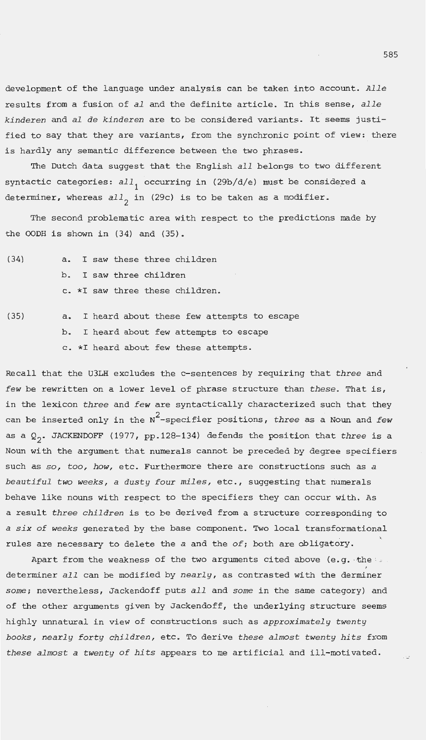development of the language under analysis can be taken into account. *Alle* results from a fusion of *al* and the definite article. In this sense, *alle kinderen* and *al de kinderen* are to be considered variants. It seems justified to say that they are variants, from the synchronic point of view: there is hardly any semantic difference between the two phrases.

The Dutch data suggest that the English *all* belongs to two different syntactic categories: $all_1$ occurring in (29b/d/e) must be considered a determiner, whereas $all_2$ in (29c) is to be taken as a modifier.

The second problematic area with respect to the predictions made by the OODH is shown in (34) and (35).

(34) a. I saw these three children
b. I saw three children
c. *I saw three these children.

(35) a. I heard about these few attempts to escape
b. I heard about few attempts to escape
c. *I heard about few these attempts.

Recall that the U3LH excludes the c-sentences by requiring that *three* and *few* be rewritten on a lower level of phrase structure than *these*. That is, in the lexicon *three* and *few* are syntactically characterized such that they can be inserted only in the $N^2$-specifier positions, *three* as a Noun and *few* as a $Q_2$. JACKENDOFF (1977, pp.128-134) defends the position that *three* is a Noun with the argument that numerals cannot be preceded by degree specifiers such as *so, too, how,* etc. Furthermore there are constructions such as *a beautiful two weeks, a dusty four miles,* etc., suggesting that numerals behave like nouns with respect to the specifiers they can occur with. As a result *three children* is to be derived from a structure corresponding to *a six of weeks* generated by the base component. Two local transformational rules are necessary to delete the *a* and the *of*; both are obligatory.

Apart from the weakness of the two arguments cited above (e.g. the determiner *all* can be modified by *nearly*, as contrasted with the derminer *some*; nevertheless, Jackendoff puts *all* and *some* in the same category) and of the other arguments given by Jackendoff, the underlying structure seems highly unnatural in view of constructions such as *approximately twenty books, nearly forty children,* etc. To derive *these almost twenty hits* from *these almost a twenty of hits* appears to me artificial and ill-motivated.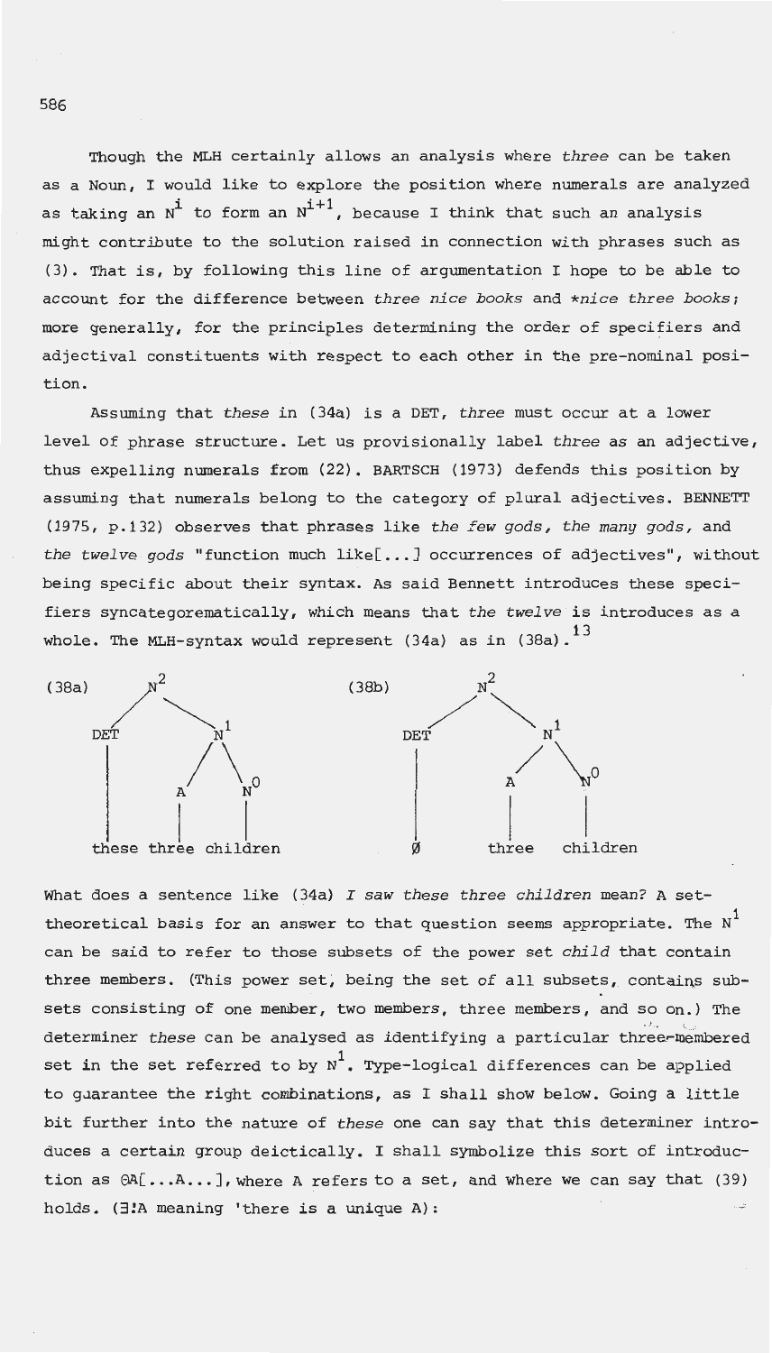Though the MLH certainly allows an analysis where *three* can be taken as a Noun, I would like to explore the position where numerals are analyzed as taking an $N^i$ to form an $N^{i+1}$, because I think that such an analysis might contribute to the solution raised in connection with phrases such as (3). That is, by following this line of argumentation I hope to be able to account for the difference between *three nice books* and *\*nice three books*; more generally, for the principles determining the order of specifiers and adjectival constituents with respect to each other in the pre-nominal position.

Assuming that *these* in (34a) is a DET, *three* must occur at a lower level of phrase structure. Let us provisionally label *three* as an adjective, thus expelling numerals from (22). BARTSCH (1973) defends this position by assuming that numerals belong to the category of plural adjectives. BENNETT (1975, p.132) observes that phrases like *the few gods*, *the many gods*, and *the twelve gods* "function much like[...] occurrences of adjectives", without being specific about their syntax. As said Bennett introduces these specifiers syncategorematically, which means that *the twelve* is introduces as a whole. The MLH-syntax would represent (34a) as in (38a).[13]

```
(38a)        N2                      (38b)        N2
           /    \                               /    \
        DET      N1                          DET      N1
         |      /  \                          |      /  \
         |     A    N0                        |     A    N0
         |     |    |                         |     |    |
       these three children                   Ø   three  children
```

What does a sentence like (34a) *I saw these three children* mean? A set-theoretical basis for an answer to that question seems appropriate. The $N^1$ can be said to refer to those subsets of the power set *child* that contain three members. (This power set, being the set of all subsets, contains subsets consisting of one member, two members, three members, and so on.) The determiner *these* can be analysed as identifying a particular three-membered set in the set referred to by $N^1$. Type-logical differences can be applied to guarantee the right combinations, as I shall show below. Going a little bit further into the nature of *these* one can say that this determiner introduces a certain group deictically. I shall symbolize this sort of introduction as $\Theta A[\ldots A \ldots]$, where A refers to a set, and where we can say that (39) holds. ($\exists! A$ meaning 'there is a unique A):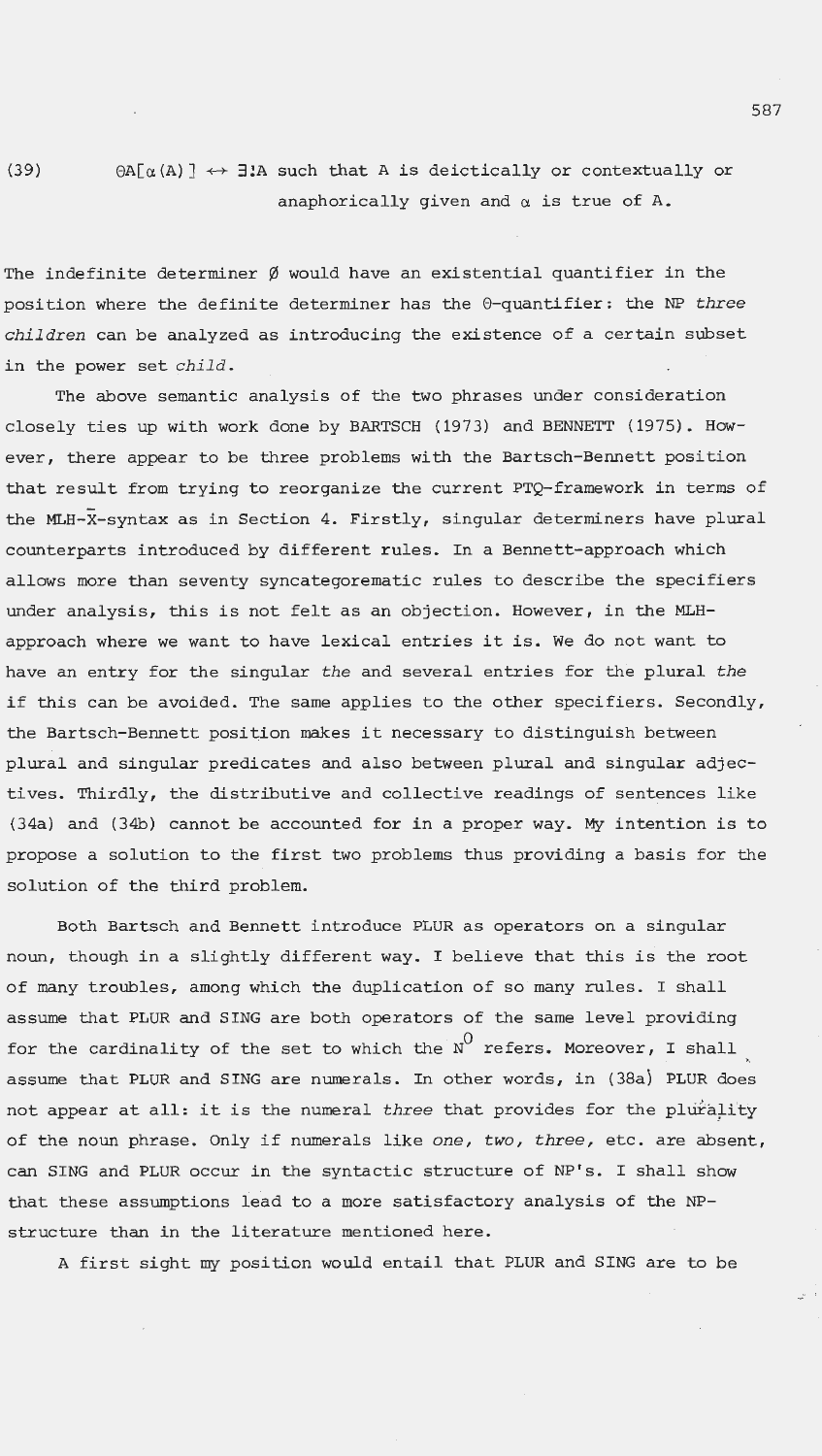(39) $\Theta A[\alpha(A)] \leftrightarrow \exists! A$ such that A is deictically or contextually or anaphorically given and $\alpha$ is true of A.

The indefinite determiner $\emptyset$ would have an existential quantifier in the position where the definite determiner has the $\Theta$-quantifier: the NP *three children* can be analyzed as introducing the existence of a certain subset in the power set *child*.

The above semantic analysis of the two phrases under consideration closely ties up with work done by BARTSCH (1973) and BENNETT (1975). However, there appear to be three problems with the Bartsch-Bennett position that result from trying to reorganize the current PTQ-framework in terms of the MLH-$\bar{X}$-syntax as in Section 4. Firstly, singular determiners have plural counterparts introduced by different rules. In a Bennett-approach which allows more than seventy syncategorematic rules to describe the specifiers under analysis, this is not felt as an objection. However, in the MLH-approach where we want to have lexical entries it is. We do not want to have an entry for the singular *the* and several entries for the plural *the* if this can be avoided. The same applies to the other specifiers. Secondly, the Bartsch-Bennett position makes it necessary to distinguish between plural and singular predicates and also between plural and singular adjectives. Thirdly, the distributive and collective readings of sentences like (34a) and (34b) cannot be accounted for in a proper way. My intention is to propose a solution to the first two problems thus providing a basis for the solution of the third problem.

Both Bartsch and Bennett introduce PLUR as operators on a singular noun, though in a slightly different way. I believe that this is the root of many troubles, among which the duplication of so many rules. I shall assume that PLUR and SING are both operators of the same level providing for the cardinality of the set to which the $N^0$ refers. Moreover, I shall assume that PLUR and SING are numerals. In other words, in (38a) PLUR does not appear at all: it is the numeral *three* that provides for the plurality of the noun phrase. Only if numerals like *one, two, three,* etc. are absent, can SING and PLUR occur in the syntactic structure of NP's. I shall show that these assumptions lead to a more satisfactory analysis of the NP-structure than in the literature mentioned here.

A first sight my position would entail that PLUR and SING are to be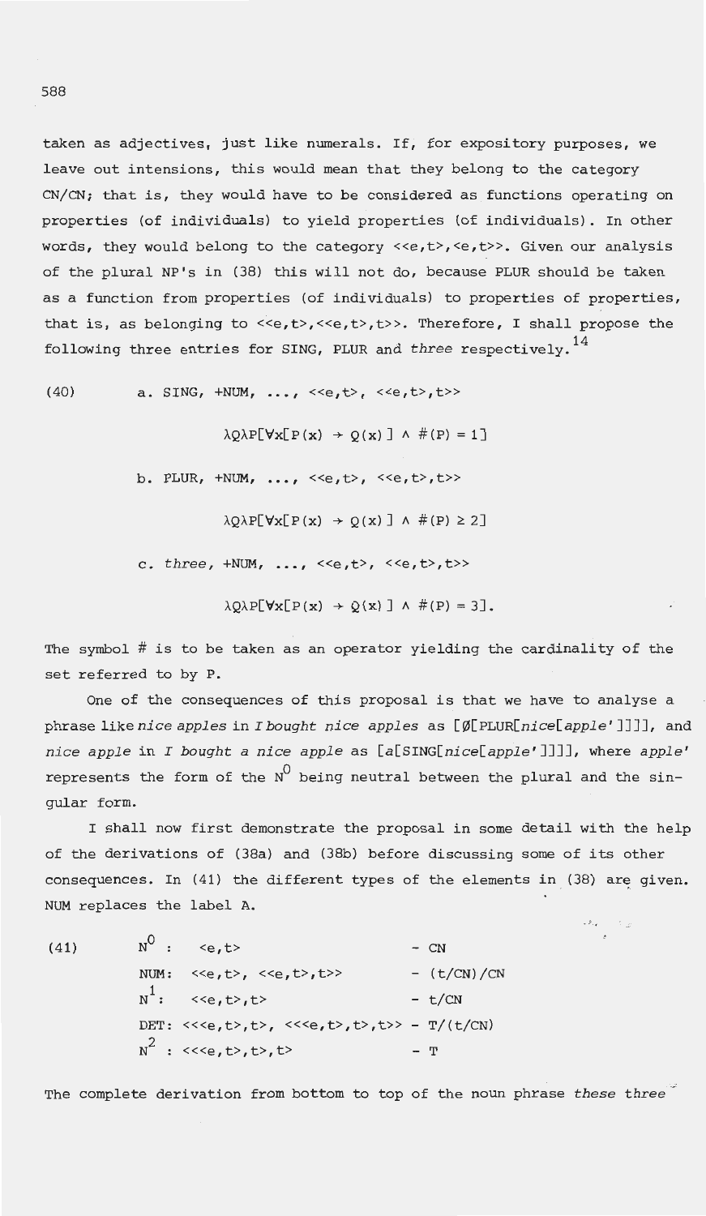taken as adjectives, just like numerals. If, for expository purposes, we leave out intensions, this would mean that they belong to the category CN/CN; that is, they would have to be considered as functions operating on properties (of individuals) to yield properties (of individuals). In other words, they would belong to the category <<e,t>,<e,t>>. Given our analysis of the plural NP's in (38) this will not do, because PLUR should be taken as a function from properties (of individuals) to properties of properties, that is, as belonging to <<e,t>,<<e,t>,t>>. Therefore, I shall propose the following three entries for SING, PLUR and *three* respectively.[14]

(40) a. SING, +NUM, ..., <<e,t>, <<e,t>,t>>

$$\lambda Q \lambda P[\forall x[P(x) \rightarrow Q(x)] \wedge \#(P) = 1]$$

b. PLUR, +NUM, ..., <<e,t>, <<e,t>,t>>

$$\lambda Q \lambda P[\forall x[P(x) \rightarrow Q(x)] \wedge \#(P) \geq 2]$$

c. *three*, +NUM, ..., <<e,t>, <<e,t>,t>>

$$\lambda Q \lambda P[\forall x[P(x) \rightarrow Q(x)] \wedge \#(P) = 3].$$

The symbol # is to be taken as an operator yielding the cardinality of the set referred to by P.

One of the consequences of this proposal is that we have to analyse a phrase like *nice apples* in *I bought nice apples* as [Ø[PLUR[*nice*[*apple'*]]]], and *nice apple* in *I bought a nice apple* as [*a*[SING[*nice*[*apple'*]]]], where *apple'* represents the form of the $N^0$ being neutral between the plural and the singular form.

I shall now first demonstrate the proposal in some detail with the help of the derivations of (38a) and (38b) before discussing some of its other consequences. In (41) the different types of the elements in (38) are given. NUM replaces the label A.

(41)

| | | |
|---|---|---|
| $N^0$ : | <e,t> | – CN |
| NUM: | <<e,t>, <<e,t>,t>> | – (t/CN)/CN |
| $N^1$: | <<e,t>,t> | – t/CN |
| DET: | <<<e,t>,t>, <<<e,t>,t>,t>> | – T/(t/CN) |
| $N^2$ : | <<<e,t>,t>,t> | – T |

The complete derivation from bottom to top of the noun phrase *these three*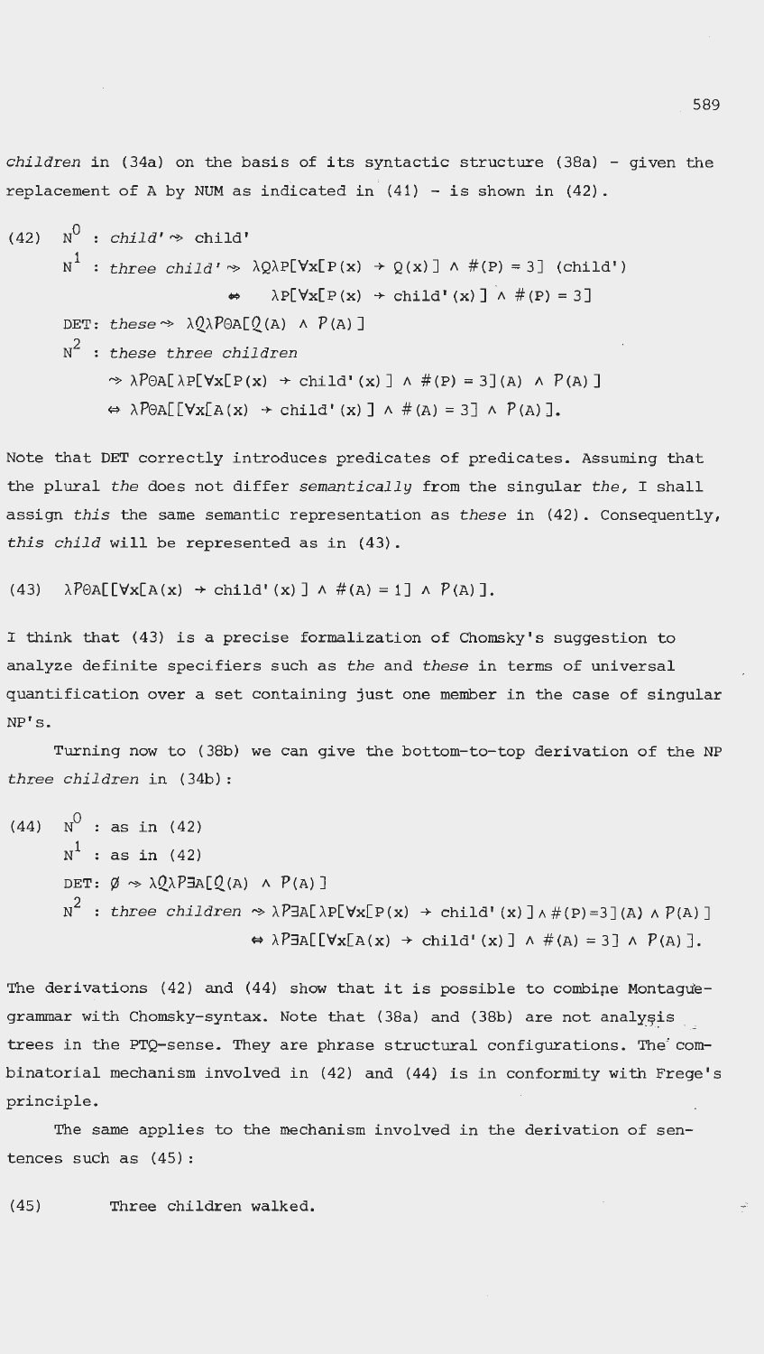*children* in (34a) on the basis of its syntactic structure (38a) - given the replacement of A by NUM as indicated in (41) - is shown in (42).

(42) $N^0$ : *child'* $\rightsquigarrow$ child'

$N^1$ : *three child'* $\rightsquigarrow$ $\lambda Q \lambda P[\forall x[P(x) \rightarrow Q(x)] \wedge \#(P) = 3]$ (child')

$\Leftrightarrow$ $\lambda P[\forall x[P(x) \rightarrow \text{child}'(x)] \wedge \#(P) = 3]$

DET: *these* $\rightsquigarrow$ $\lambda \mathcal{Q} \lambda \mathcal{P} \Theta A[\mathcal{Q}(A) \wedge \mathcal{P}(A)]$

$N^2$ : *these three children*

$\rightsquigarrow$ $\lambda \mathcal{P} \Theta A[\lambda P[\forall x[P(x) \rightarrow \text{child}'(x)] \wedge \#(P) = 3](A) \wedge \mathcal{P}(A)]$

$\Leftrightarrow$ $\lambda \mathcal{P} \Theta A[[\forall x[A(x) \rightarrow \text{child}'(x)] \wedge \#(A) = 3] \wedge \mathcal{P}(A)]$.

Note that DET correctly introduces predicates of predicates. Assuming that the plural *the* does not differ *semantically* from the singular *the*, I shall assign *this* the same semantic representation as *these* in (42). Consequently, *this child* will be represented as in (43).

(43) $\lambda \mathcal{P} \Theta A[[\forall x[A(x) \rightarrow \text{child}'(x)] \wedge \#(A) = 1] \wedge \mathcal{P}(A)]$.

I think that (43) is a precise formalization of Chomsky's suggestion to analyze definite specifiers such as *the* and *these* in terms of universal quantification over a set containing just one member in the case of singular NP's.

Turning now to (38b) we can give the bottom-to-top derivation of the NP *three children* in (34b):

(44) $N^0$ : as in (42)

$N^1$ : as in (42)

DET: $\emptyset$ $\rightsquigarrow$ $\lambda \mathcal{Q} \lambda \mathcal{P} \exists A[\mathcal{Q}(A) \wedge \mathcal{P}(A)]$

$N^2$ : *three children* $\rightsquigarrow$ $\lambda \mathcal{P} \exists A[\lambda P[\forall x[P(x) \rightarrow \text{child}'(x)] \wedge \#(P)=3](A) \wedge \mathcal{P}(A)]$

$\Leftrightarrow$ $\lambda \mathcal{P} \exists A[[\forall x[A(x) \rightarrow \text{child}'(x)] \wedge \#(A) = 3] \wedge \mathcal{P}(A)]$.

The derivations (42) and (44) show that it is possible to combine Montague-grammar with Chomsky-syntax. Note that (38a) and (38b) are not analysis trees in the PTQ-sense. They are phrase structural configurations. The combinatorial mechanism involved in (42) and (44) is in conformity with Frege's principle.

The same applies to the mechanism involved in the derivation of sentences such as (45):

(45) Three children walked.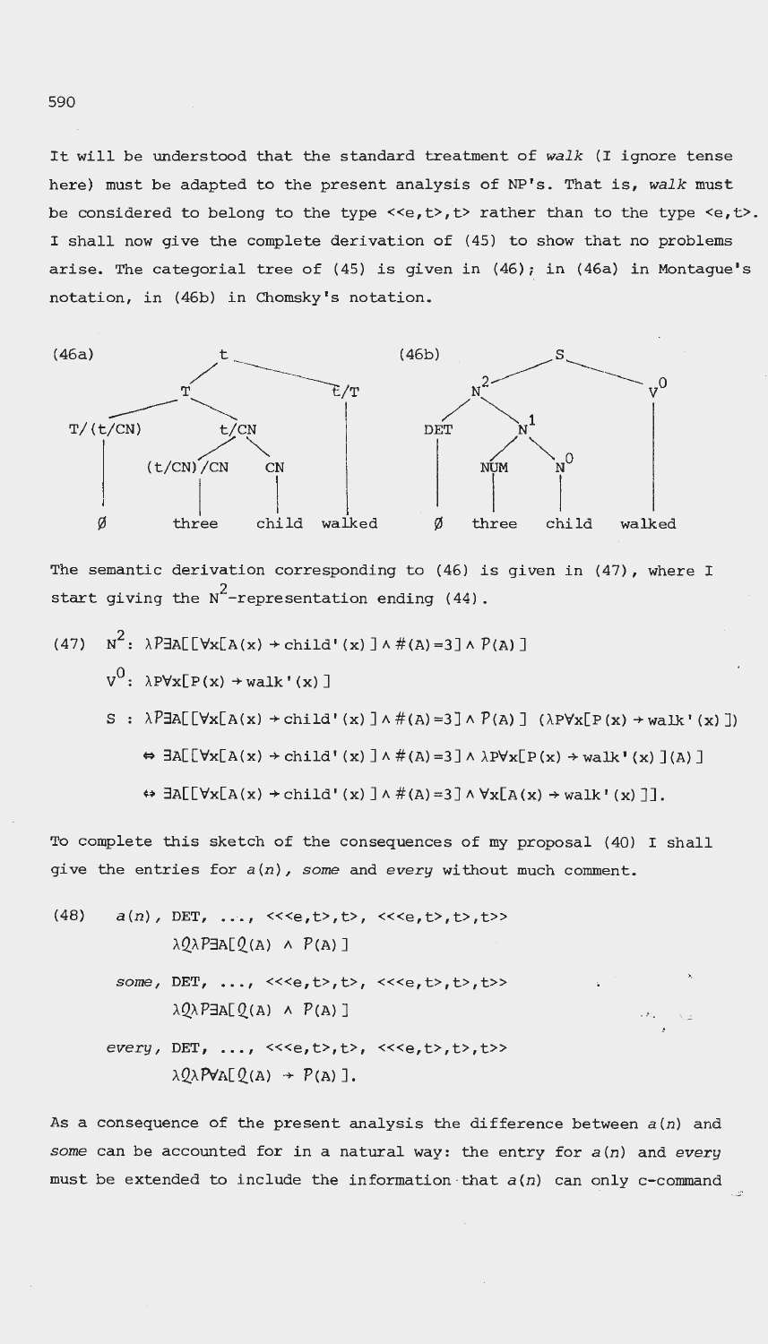It will be understood that the standard treatment of *walk* (I ignore tense here) must be adapted to the present analysis of NP's. That is, *walk* must be considered to belong to the type <<e,t>,t> rather than to the type <e,t>. I shall now give the complete derivation of (45) to show that no problems arise. The categorial tree of (45) is given in (46); in (46a) in Montague's notation, in (46b) in Chomsky's notation.

(46a)

```
                    t
                  /   \
                 T     t/T
               /   \      |
        T/(t/CN)   t/CN   |
           |      /    \  |
           |  (t/CN)/CN CN|
           |      |     | |
           ∅    three child walked
```

(46b)

```
                    S
                  /   \
                N²     V⁰
              /   \     |
           DET     N¹   |
            |     /  \  |
            |   NUM   N⁰|
            |    |    | |
            ∅  three child walked
```

The semantic derivation corresponding to (46) is given in (47), where I start giving the $N^2$-representation ending (44).

(47) $N^2$: $\lambda P \exists A[[\forall x[A(x) \rightarrow child'(x)] \wedge \#(A)=3] \wedge P(A)]$

$V^0$: $\lambda P \forall x[P(x) \rightarrow walk'(x)]$

S : $\lambda P \exists A[[\forall x[A(x) \rightarrow child'(x)] \wedge \#(A)=3] \wedge P(A)]\ (\lambda P \forall x[P(x) \rightarrow walk'(x)])$

$\Leftrightarrow \exists A[[\forall x[A(x) \rightarrow child'(x)] \wedge \#(A)=3] \wedge \lambda P \forall x[P(x) \rightarrow walk'(x)](A)]$

$\Leftrightarrow \exists A[[\forall x[A(x) \rightarrow child'(x)] \wedge \#(A)=3] \wedge \forall x[A(x) \rightarrow walk'(x)]]$.

To complete this sketch of the consequences of my proposal (40) I shall give the entries for *a(n)*, *some* and *every* without much comment.

(48) *a(n)*, DET, ..., <<<e,t>,t>, <<<e,t>,t>,t>>
$\lambda Q \lambda P \exists A[Q(A) \wedge P(A)]$

*some*, DET, ..., <<<e,t>,t>, <<<e,t>,t>,t>>
$\lambda Q \lambda P \exists A[Q(A) \wedge P(A)]$

*every*, DET, ..., <<<e,t>,t>, <<<e,t>,t>,t>>
$\lambda Q \lambda P \forall A[Q(A) \rightarrow P(A)]$.

As a consequence of the present analysis the difference between *a(n)* and *some* can be accounted for in a natural way: the entry for *a(n)* and *every* must be extended to include the information that *a(n)* can only c-command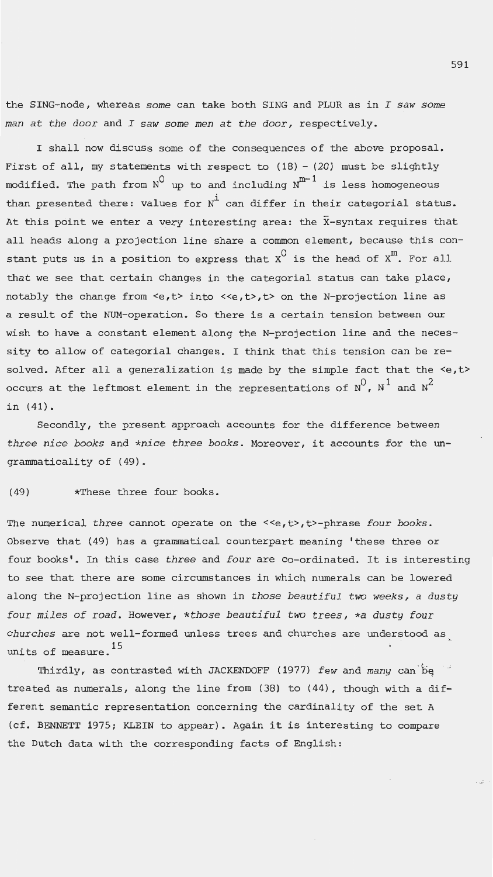the SING-node, whereas *some* can take both SING and PLUR as in *I saw some man at the door* and *I saw some men at the door*, respectively.

I shall now discuss some of the consequences of the above proposal. First of all, my statements with respect to (18) - (20) must be slightly modified. The path from $N^0$ up to and including $N^{m-1}$ is less homogeneous than presented there: values for $N^i$ can differ in their categorial status. At this point we enter a very interesting area: the $\bar{X}$-syntax requires that all heads along a projection line share a common element, because this constant puts us in a position to express that $X^0$ is the head of $X^m$. For all that we see that certain changes in the categorial status can take place, notably the change from <e,t> into <<e,t>,t> on the N-projection line as a result of the NUM-operation. So there is a certain tension between our wish to have a constant element along the N-projection line and the necessity to allow of categorial changes. I think that this tension can be resolved. After all a generalization is made by the simple fact that the <e,t> occurs at the leftmost element in the representations of $N^0$, $N^1$ and $N^2$ in (41).

Secondly, the present approach accounts for the difference between *three nice books* and *\*nice three books*. Moreover, it accounts for the ungrammaticality of (49).

(49) *These three four books.

The numerical *three* cannot operate on the <<e,t>,t>-phrase *four books*. Observe that (49) has a grammatical counterpart meaning 'these three or four books'. In this case *three* and *four* are co-ordinated. It is interesting to see that there are some circumstances in which numerals can be lowered along the N-projection line as shown in *those beautiful two weeks, a dusty four miles of road*. However, *\*those beautiful two trees, \*a dusty four churches* are not well-formed unless trees and churches are understood as units of measure.[15]

Thirdly, as contrasted with JACKENDOFF (1977) *few* and *many* can be treated as numerals, along the line from (38) to (44), though with a different semantic representation concerning the cardinality of the set A (cf. BENNETT 1975; KLEIN to appear). Again it is interesting to compare the Dutch data with the corresponding facts of English: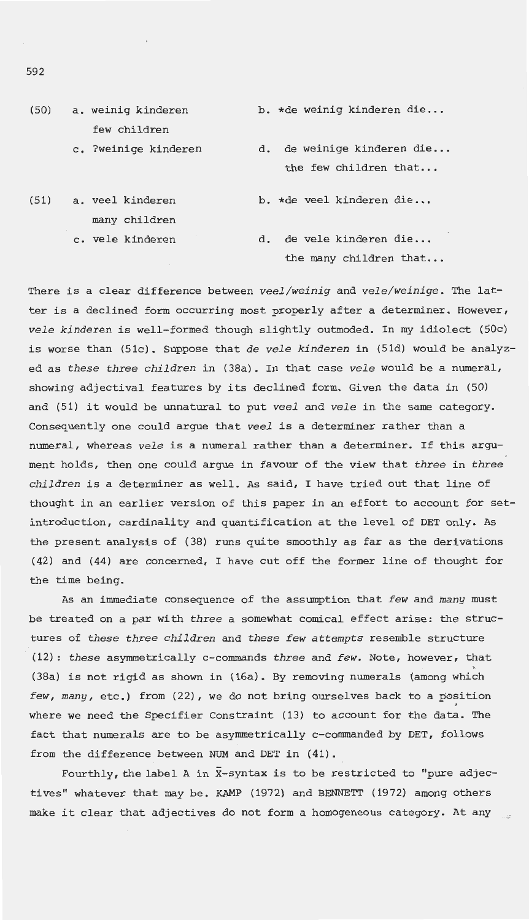(50) a. weinig kinderen
  few children
 b. *de weinig kinderen die...
 c. ?weinige kinderen
 d. de weinige kinderen die...
  the few children that...

(51) a. veel kinderen
  many children
 b. *de veel kinderen die...
 c. vele kinderen
 d. de vele kinderen die...
  the many children that...

There is a clear difference between *veel/weinig* and *vele/weinige*. The latter is a declined form occurring most properly after a determiner. However, *vele kinderen* is well-formed though slightly outmoded. In my idiolect (50c) is worse than (51c). Suppose that *de vele kinderen* in (51d) would be analyzed as *these three children* in (38a). In that case *vele* would be a numeral, showing adjectival features by its declined form. Given the data in (50) and (51) it would be unnatural to put *veel* and *vele* in the same category. Consequently one could argue that *veel* is a determiner rather than a numeral, whereas *vele* is a numeral rather than a determiner. If this argument holds, then one could argue in favour of the view that *three* in *three children* is a determiner as well. As said, I have tried out that line of thought in an earlier version of this paper in an effort to account for set-introduction, cardinality and quantification at the level of DET only. As the present analysis of (38) runs quite smoothly as far as the derivations (42) and (44) are concerned, I have cut off the former line of thought for the time being.

As an immediate consequence of the assumption that *few* and *many* must be treated on a par with *three* a somewhat comical effect arise: the structures of *these three children* and *these few attempts* resemble structure (12): *these* asymmetrically c-commands *three* and *few*. Note, however, that (38a) is not rigid as shown in (16a). By removing numerals (among which *few*, *many*, etc.) from (22), we do not bring ourselves back to a position where we need the Specifier Constraint (13) to account for the data. The fact that numerals are to be asymmetrically c-commanded by DET, follows from the difference between NUM and DET in (41).

Fourthly, the label A in $\bar{X}$-syntax is to be restricted to "pure adjectives" whatever that may be. KAMP (1972) and BENNETT (1972) among others make it clear that adjectives do not form a homogeneous category. At any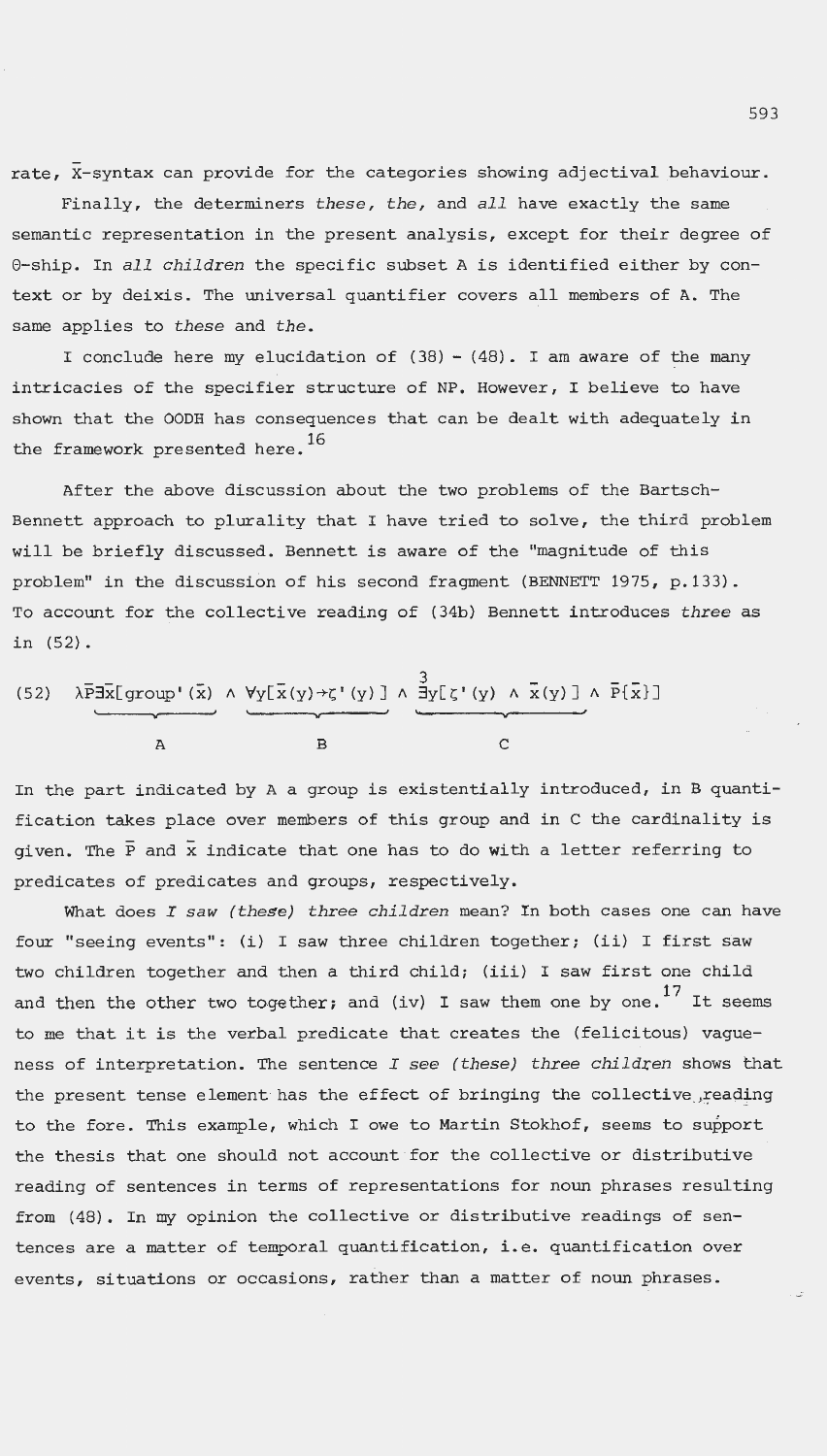rate, $\bar{X}$-syntax can provide for the categories showing adjectival behaviour.

Finally, the determiners *these, the,* and *all* have exactly the same semantic representation in the present analysis, except for their degree of θ-ship. In *all children* the specific subset A is identified either by context or by deixis. The universal quantifier covers all members of A. The same applies to *these* and *the*.

I conclude here my elucidation of (38) - (48). I am aware of the many intricacies of the specifier structure of NP. However, I believe to have shown that the OODH has consequences that can be dealt with adequately in the framework presented here.[16]

After the above discussion about the two problems of the Bartsch-Bennett approach to plurality that I have tried to solve, the third problem will be briefly discussed. Bennett is aware of the "magnitude of this problem" in the discussion of his second fragment (BENNETT 1975, p.133). To account for the collective reading of (34b) Bennett introduces *three* as in (52).

$$(52)\quad \lambda\bar{P}\underbrace{\exists\bar{x}[\text{group}'(\bar{x})}_{A} \wedge \underbrace{\forall y[\bar{x}(y)\rightarrow\zeta'(y)]}_{B} \wedge \underbrace{\overset{3}{\exists} y[\zeta'(y) \wedge \bar{x}(y)]}_{C} \wedge \bar{P}\{\bar{x}\}]$$

In the part indicated by A a group is existentially introduced, in B quantification takes place over members of this group and in C the cardinality is given. The $\bar{P}$ and $\bar{x}$ indicate that one has to do with a letter referring to predicates of predicates and groups, respectively.

What does *I saw (these) three children* mean? In both cases one can have four "seeing events": (i) I saw three children together; (ii) I first saw two children together and then a third child; (iii) I saw first one child and then the other two together; and (iv) I saw them one by one.[17] It seems to me that it is the verbal predicate that creates the (felicitous) vagueness of interpretation. The sentence *I see (these) three children* shows that the present tense element has the effect of bringing the collective reading to the fore. This example, which I owe to Martin Stokhof, seems to support the thesis that one should not account for the collective or distributive reading of sentences in terms of representations for noun phrases resulting from (48). In my opinion the collective or distributive readings of sentences are a matter of temporal quantification, i.e. quantification over events, situations or occasions, rather than a matter of noun phrases.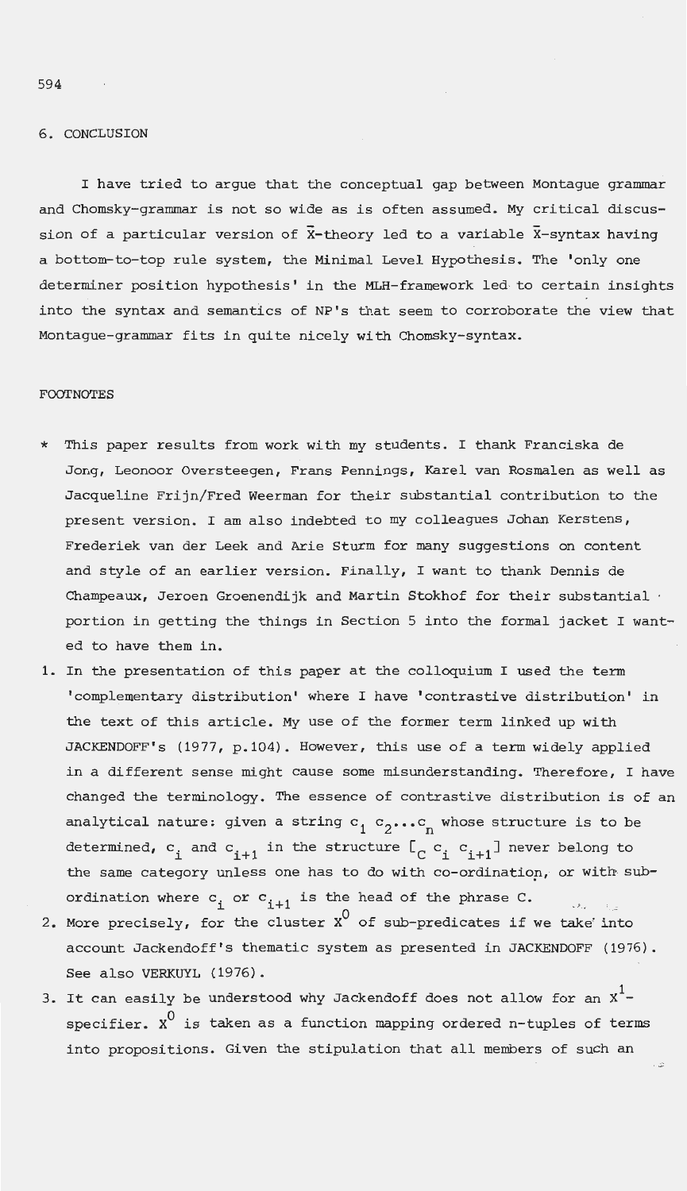## 6. CONCLUSION

I have tried to argue that the conceptual gap between Montague grammar and Chomsky-grammar is not so wide as is often assumed. My critical discussion of a particular version of $\bar{X}$-theory led to a variable $\bar{X}$-syntax having a bottom-to-top rule system, the Minimal Level Hypothesis. The 'only one determiner position hypothesis' in the MLH-framework led to certain insights into the syntax and semantics of NP's that seem to corroborate the view that Montague-grammar fits in quite nicely with Chomsky-syntax.

## FOOTNOTES

* This paper results from work with my students. I thank Franciska de Jong, Leonoor Oversteegen, Frans Pennings, Karel van Rosmalen as well as Jacqueline Frijn/Fred Weerman for their substantial contribution to the present version. I am also indebted to my colleagues Johan Kerstens, Frederiek van der Leek and Arie Sturm for many suggestions on content and style of an earlier version. Finally, I want to thank Dennis de Champeaux, Jeroen Groenendijk and Martin Stokhof for their substantial portion in getting the things in Section 5 into the formal jacket I wanted to have them in.

1. In the presentation of this paper at the colloquium I used the term 'complementary distribution' where I have 'contrastive distribution' in the text of this article. My use of the former term linked up with JACKENDOFF's (1977, p.104). However, this use of a term widely applied in a different sense might cause some misunderstanding. Therefore, I have changed the terminology. The essence of contrastive distribution is of an analytical nature: given a string $c_1\ c_2 \ldots c_n$ whose structure is to be determined, $c_i$ and $c_{i+1}$ in the structure $[_C\ c_i\ c_{i+1}]$ never belong to the same category unless one has to do with co-ordination, or with subordination where $c_i$ or $c_{i+1}$ is the head of the phrase C.
2. More precisely, for the cluster $X^0$ of sub-predicates if we take into account Jackendoff's thematic system as presented in JACKENDOFF (1976). See also VERKUYL (1976).
3. It can easily be understood why Jackendoff does not allow for an $X^1$-specifier. $X^0$ is taken as a function mapping ordered n-tuples of terms into propositions. Given the stipulation that all members of such an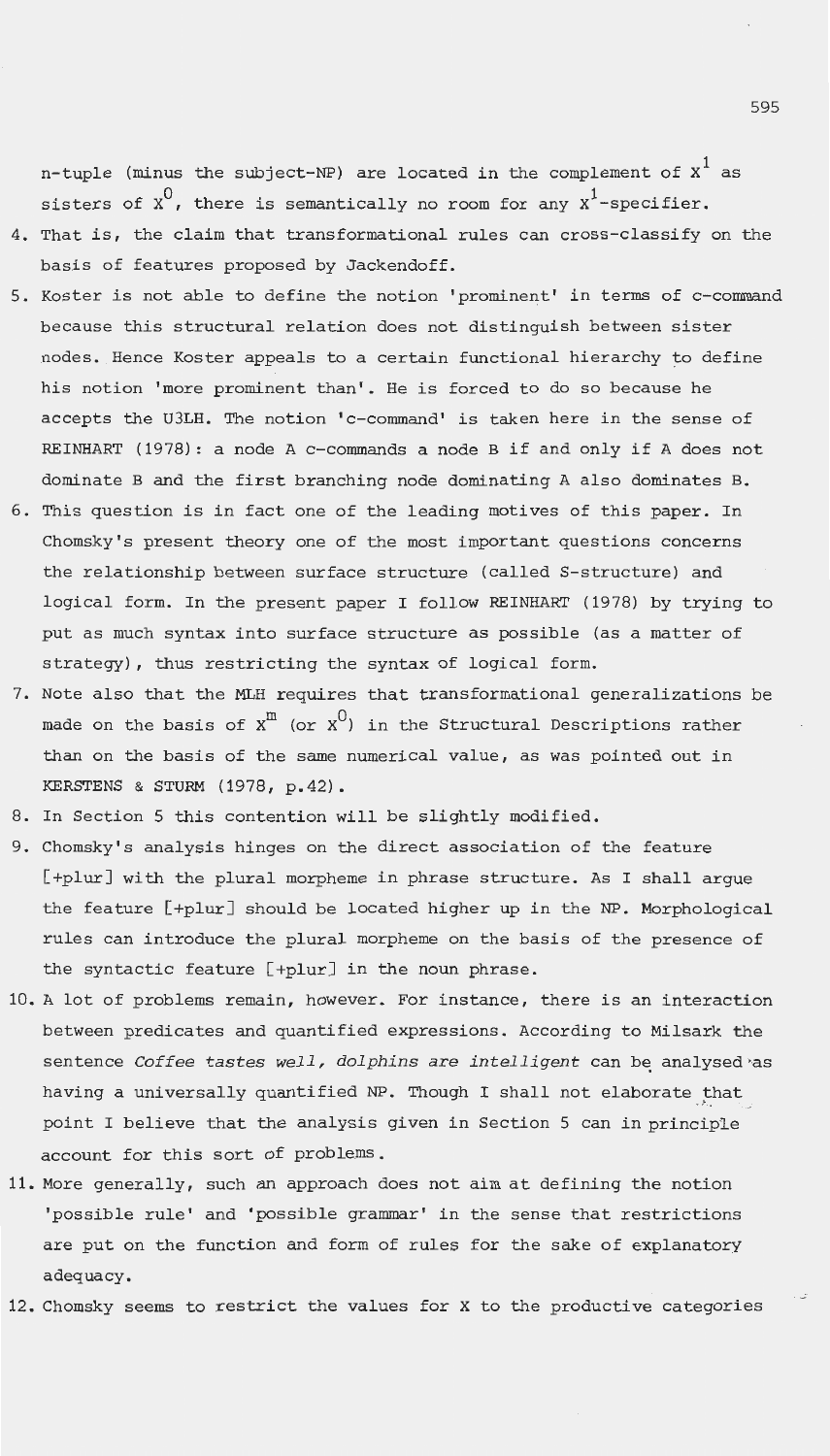n-tuple (minus the subject-NP) are located in the complement of $X^1$ as sisters of $X^0$, there is semantically no room for any $X^1$-specifier.

4. That is, the claim that transformational rules can cross-classify on the basis of features proposed by Jackendoff.
5. Koster is not able to define the notion 'prominent' in terms of c-command because this structural relation does not distinguish between sister nodes. Hence Koster appeals to a certain functional hierarchy to define his notion 'more prominent than'. He is forced to do so because he accepts the U3LH. The notion 'c-command' is taken here in the sense of REINHART (1978): a node A c-commands a node B if and only if A does not dominate B and the first branching node dominating A also dominates B.
6. This question is in fact one of the leading motives of this paper. In Chomsky's present theory one of the most important questions concerns the relationship between surface structure (called S-structure) and logical form. In the present paper I follow REINHART (1978) by trying to put as much syntax into surface structure as possible (as a matter of strategy), thus restricting the syntax of logical form.
7. Note also that the MLH requires that transformational generalizations be made on the basis of $X^m$ (or $X^0$) in the Structural Descriptions rather than on the basis of the same numerical value, as was pointed out in KERSTENS & STURM (1978, p.42).
8. In Section 5 this contention will be slightly modified.
9. Chomsky's analysis hinges on the direct association of the feature [+plur] with the plural morpheme in phrase structure. As I shall argue the feature [+plur] should be located higher up in the NP. Morphological rules can introduce the plural morpheme on the basis of the presence of the syntactic feature [+plur] in the noun phrase.
10. A lot of problems remain, however. For instance, there is an interaction between predicates and quantified expressions. According to Milsark the sentence *Coffee tastes well, dolphins are intelligent* can be analysed as having a universally quantified NP. Though I shall not elaborate that point I believe that the analysis given in Section 5 can in principle account for this sort of problems.
11. More generally, such an approach does not aim at defining the notion 'possible rule' and 'possible grammar' in the sense that restrictions are put on the function and form of rules for the sake of explanatory adequacy.
12. Chomsky seems to restrict the values for X to the productive categories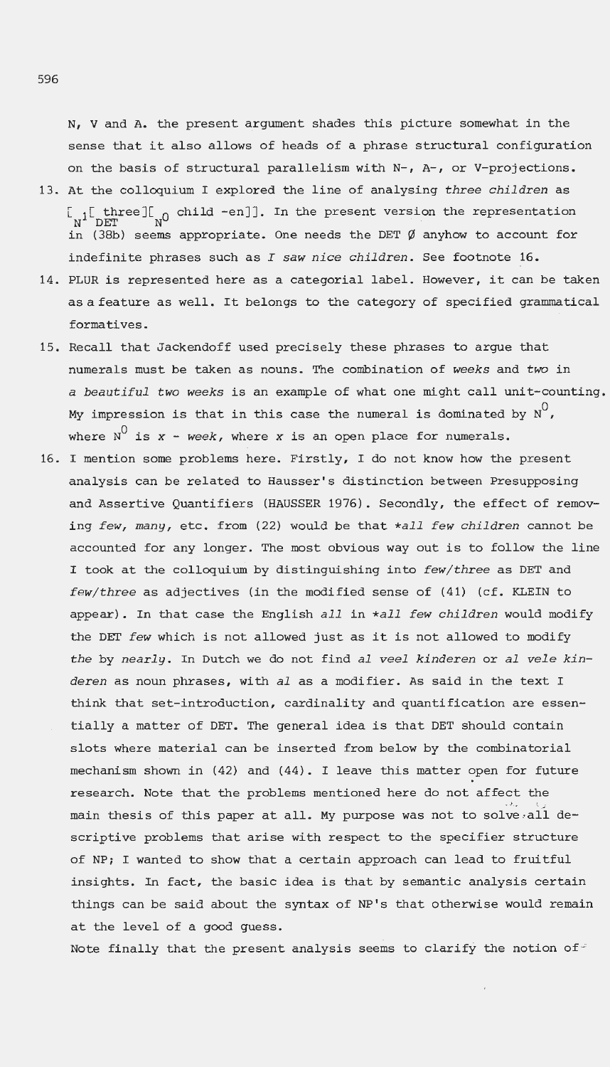N, V and A. the present argument shades this picture somewhat in the sense that it also allows of heads of a phrase structural configuration on the basis of structural parallelism with N-, A-, or V-projections.

13. At the colloquium I explored the line of analysing *three children* as $[_{N^1}[_{DET}\text{three}][_{N^0}\text{ child -en}]]$. In the present version the representation in (38b) seems appropriate. One needs the DET Ø anyhow to account for indefinite phrases such as *I saw nice children*. See footnote 16.
14. PLUR is represented here as a categorial label. However, it can be taken as a feature as well. It belongs to the category of specified grammatical formatives.
15. Recall that Jackendoff used precisely these phrases to argue that numerals must be taken as nouns. The combination of *weeks* and *two* in *a beautiful two weeks* is an example of what one might call unit-counting. My impression is that in this case the numeral is dominated by $N^0$, where $N^0$ is *x - week*, where *x* is an open place for numerals.
16. I mention some problems here. Firstly, I do not know how the present analysis can be related to Hausser's distinction between Presupposing and Assertive Quantifiers (HAUSSER 1976). Secondly, the effect of removing *few*, *many*, etc. from (22) would be that *\*all few children* cannot be accounted for any longer. The most obvious way out is to follow the line I took at the colloquium by distinguishing into *few/three* as DET and *few/three* as adjectives (in the modified sense of (41) (cf. KLEIN to appear). In that case the English *all* in *\*all few children* would modify the DET *few* which is not allowed just as it is not allowed to modify *the* by *nearly*. In Dutch we do not find *al veel kinderen* or *al vele kinderen* as noun phrases, with *al* as a modifier. As said in the text I think that set-introduction, cardinality and quantification are essentially a matter of DET. The general idea is that DET should contain slots where material can be inserted from below by the combinatorial mechanism shown in (42) and (44). I leave this matter open for future research. Note that the problems mentioned here do not affect the main thesis of this paper at all. My purpose was not to solve all descriptive problems that arise with respect to the specifier structure of NP; I wanted to show that a certain approach can lead to fruitful insights. In fact, the basic idea is that by semantic analysis certain things can be said about the syntax of NP's that otherwise would remain at the level of a good guess.

    Note finally that the present analysis seems to clarify the notion of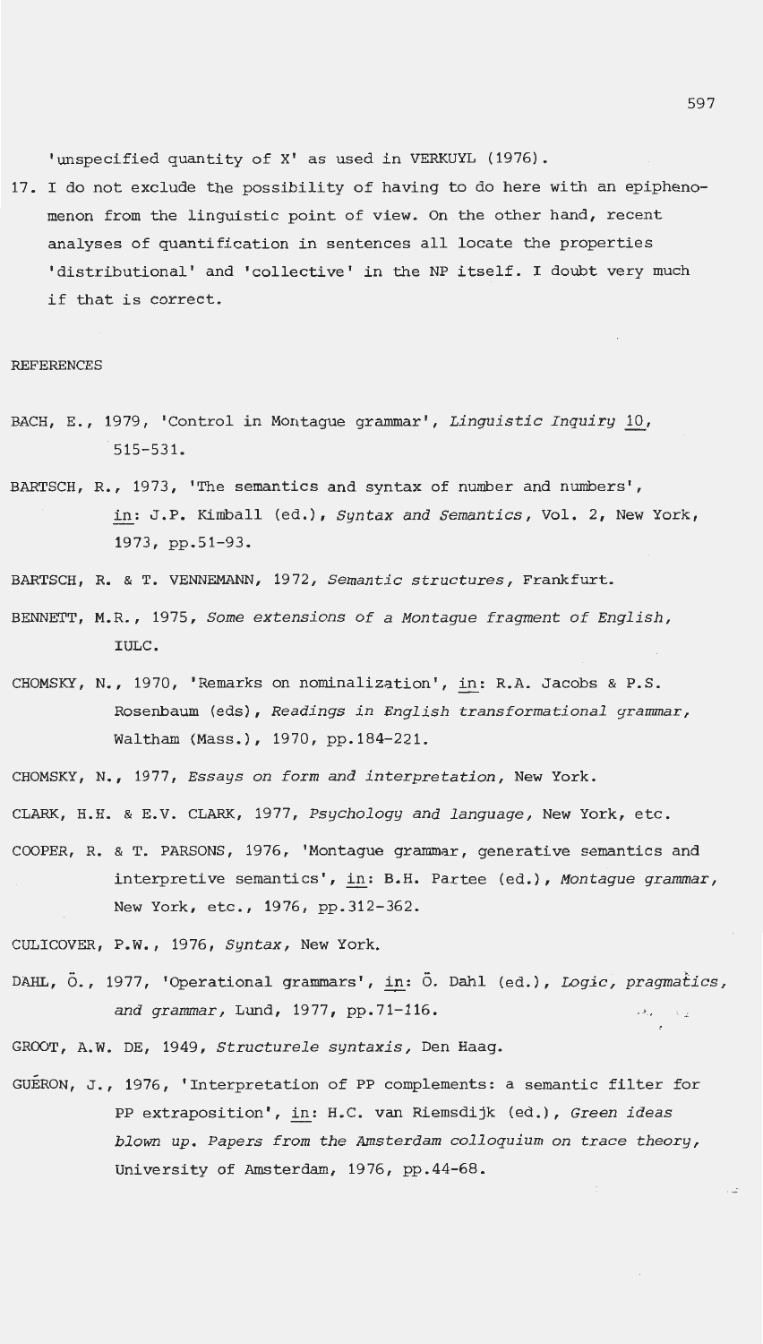'unspecified quantity of X' as used in VERKUYL (1976).

17. I do not exclude the possibility of having to do here with an epiphenomenon from the linguistic point of view. On the other hand, recent analyses of quantification in sentences all locate the properties 'distributional' and 'collective' in the NP itself. I doubt very much if that is correct.

REFERENCES

BACH, E., 1979, 'Control in Montague grammar', *Linguistic Inquiry* 10, 515-531.

BARTSCH, R., 1973, 'The semantics and syntax of number and numbers', in: J.P. Kimball (ed.), *Syntax and Semantics*, Vol. 2, New York, 1973, pp.51-93.

BARTSCH, R. & T. VENNEMANN, 1972, *Semantic structures*, Frankfurt.

BENNETT, M.R., 1975, *Some extensions of a Montague fragment of English*, IULC.

CHOMSKY, N., 1970, 'Remarks on nominalization', in: R.A. Jacobs & P.S. Rosenbaum (eds), *Readings in English transformational grammar*, Waltham (Mass.), 1970, pp.184-221.

CHOMSKY, N., 1977, *Essays on form and interpretation*, New York.

CLARK, H.H. & E.V. CLARK, 1977, *Psychology and language*, New York, etc.

COOPER, R. & T. PARSONS, 1976, 'Montague grammar, generative semantics and interpretive semantics', in: B.H. Partee (ed.), *Montague grammar*, New York, etc., 1976, pp.312-362.

CULICOVER, P.W., 1976, *Syntax*, New York.

DAHL, Ö., 1977, 'Operational grammars', in: Ö. Dahl (ed.), *Logic, pragmatics, and grammar*, Lund, 1977, pp.71-116.

GROOT, A.W. DE, 1949, *Structurele syntaxis*, Den Haag.

GUÉRON, J., 1976, 'Interpretation of PP complements: a semantic filter for PP extraposition', in: H.C. van Riemsdijk (ed.), *Green ideas blown up. Papers from the Amsterdam colloquium on trace theory*, University of Amsterdam, 1976, pp.44-68.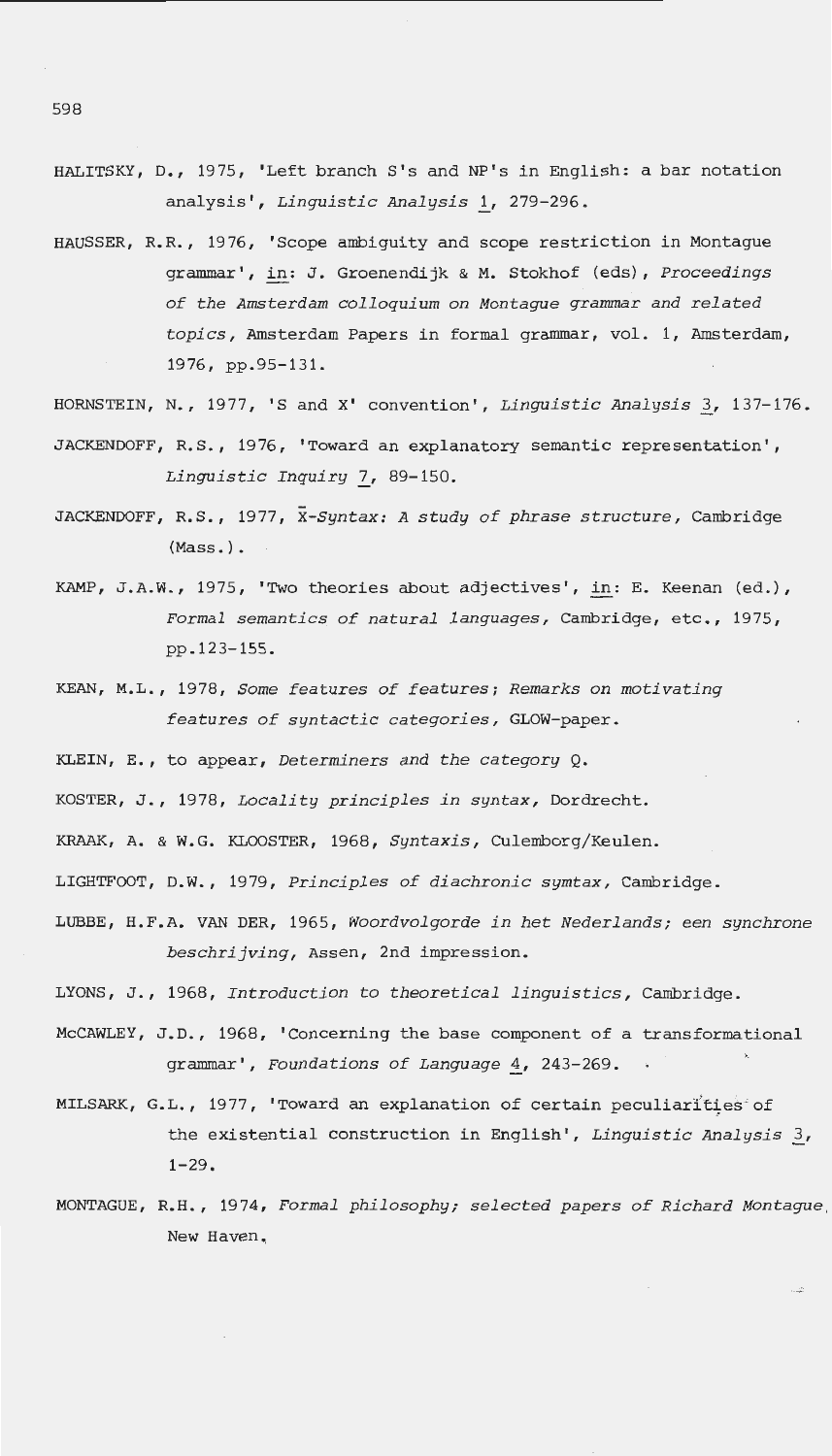HALITSKY, D., 1975, 'Left branch S's and NP's in English: a bar notation analysis', *Linguistic Analysis* 1, 279-296.

HAUSSER, R.R., 1976, 'Scope ambiguity and scope restriction in Montague grammar', in: J. Groenendijk & M. Stokhof (eds), *Proceedings of the Amsterdam colloquium on Montague grammar and related topics*, Amsterdam Papers in formal grammar, vol. 1, Amsterdam, 1976, pp.95-131.

HORNSTEIN, N., 1977, 'S and X' convention', *Linguistic Analysis* 3, 137-176.

JACKENDOFF, R.S., 1976, 'Toward an explanatory semantic representation', *Linguistic Inquiry* 7, 89-150.

JACKENDOFF, R.S., 1977, *$\bar{X}$-Syntax: A study of phrase structure*, Cambridge (Mass.).

KAMP, J.A.W., 1975, 'Two theories about adjectives', in: E. Keenan (ed.), *Formal semantics of natural languages*, Cambridge, etc., 1975, pp.123-155.

KEAN, M.L., 1978, *Some features of features; Remarks on motivating features of syntactic categories*, GLOW-paper.

KLEIN, E., to appear, *Determiners and the category Q.*

KOSTER, J., 1978, *Locality principles in syntax*, Dordrecht.

KRAAK, A. & W.G. KLOOSTER, 1968, *Syntaxis*, Culemborg/Keulen.

LIGHTFOOT, D.W., 1979, *Principles of diachronic symtax*, Cambridge.

LUBBE, H.F.A. VAN DER, 1965, *Woordvolgorde in het Nederlands; een synchrone beschrijving*, Assen, 2nd impression.

LYONS, J., 1968, *Introduction to theoretical linguistics*, Cambridge.

McCAWLEY, J.D., 1968, 'Concerning the base component of a transformational grammar', *Foundations of Language* 4, 243-269.

MILSARK, G.L., 1977, 'Toward an explanation of certain peculiarities of the existential construction in English', *Linguistic Analysis* 3, 1-29.

MONTAGUE, R.H., 1974, *Formal philosophy; selected papers of Richard Montague*, New Haven.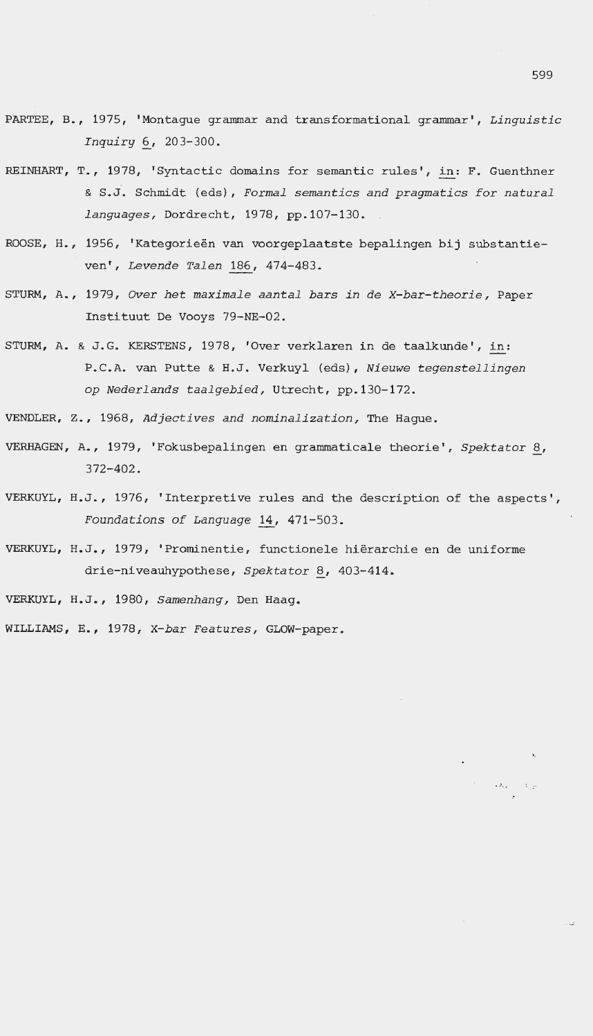PARTEE, B., 1975, 'Montague grammar and transformational grammar', *Linguistic Inquiry* 6, 203-300.

REINHART, T., 1978, 'Syntactic domains for semantic rules', in: F. Guenthner & S.J. Schmidt (eds), *Formal semantics and pragmatics for natural languages*, Dordrecht, 1978, pp.107-130.

ROOSE, H., 1956, 'Kategorieën van voorgeplaatste bepalingen bij substantieven', *Levende Talen* 186, 474-483.

STURM, A., 1979, *Over het maximale aantal bars in de X-bar-theorie*, Paper Instituut De Vooys 79-NE-02.

STURM, A. & J.G. KERSTENS, 1978, 'Over verklaren in de taalkunde', in: P.C.A. van Putte & H.J. Verkuyl (eds), *Nieuwe tegenstellingen op Nederlands taalgebied*, Utrecht, pp.130-172.

VENDLER, Z., 1968, *Adjectives and nominalization*, The Hague.

VERHAGEN, A., 1979, 'Fokusbepalingen en grammaticale theorie', *Spektator* 8, 372-402.

VERKUYL, H.J., 1976, 'Interpretive rules and the description of the aspects', *Foundations of Language* 14, 471-503.

VERKUYL, H.J., 1979, 'Prominentie, functionele hiërarchie en de uniforme drie-niveauhypothese, *Spektator* 8, 403-414.

VERKUYL, H.J., 1980, *Samenhang*, Den Haag.

WILLIAMS, E., 1978, *X-bar Features*, GLOW-paper.